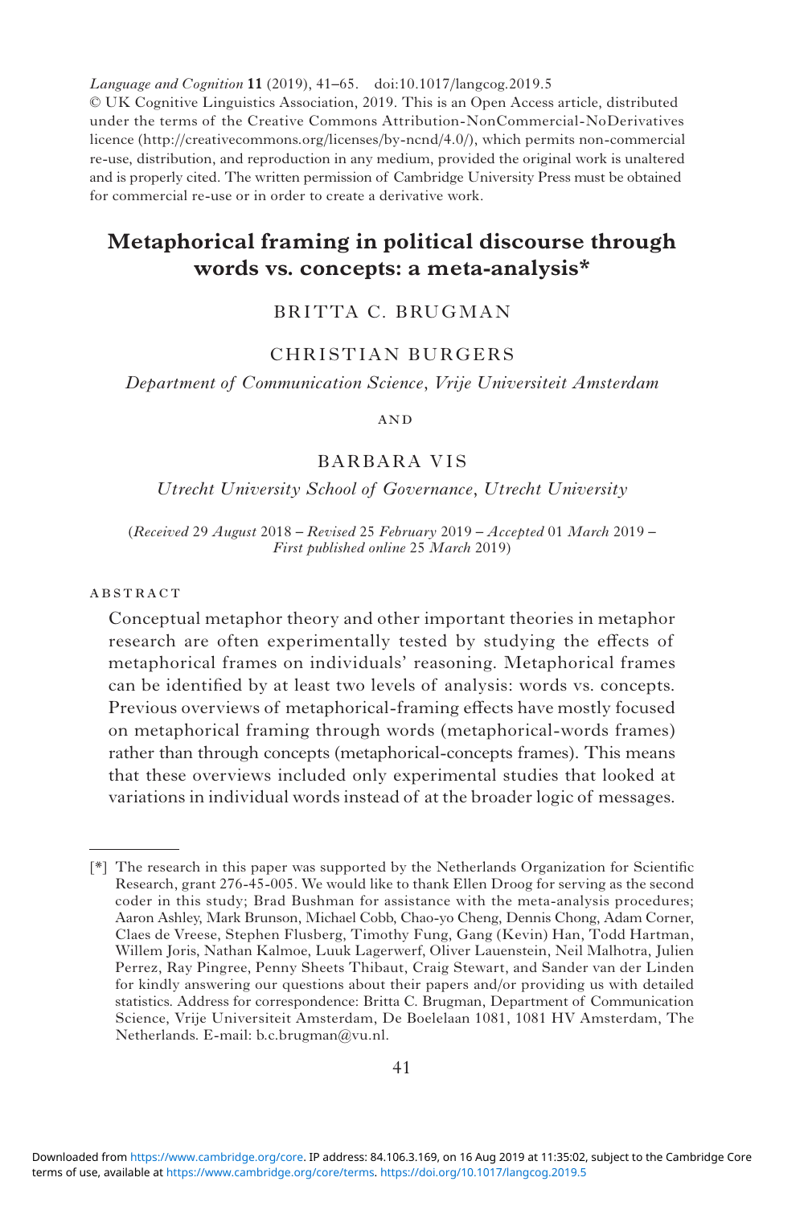*Language and Cognition* **11** (2019), 41–65. doi:10.1017/langcog.2019.5
© UK Cognitive Linguistics Association, 2019. This is an Open Access article, distributed under the terms of the Creative Commons Attribution-NonCommercial-NoDerivatives licence (http://creativecommons.org/licenses/by-ncnd/4.0/), which permits non-commercial re-use, distribution, and reproduction in any medium, provided the original work is unaltered and is properly cited. The written permission of Cambridge University Press must be obtained for commercial re-use or in order to create a derivative work.

# Metaphorical framing in political discourse through words vs. concepts: a meta-analysis*

BRITTA C. BRUGMAN

CHRISTIAN BURGERS

*Department of Communication Science, Vrije Universiteit Amsterdam*

AND

BARBARA VIS

*Utrecht University School of Governance, Utrecht University*

(*Received* 29 *August* 2018 – *Revised* 25 *February* 2019 – *Accepted* 01 *March* 2019 – *First published online* 25 *March* 2019)

## ABSTRACT

Conceptual metaphor theory and other important theories in metaphor research are often experimentally tested by studying the effects of metaphorical frames on individuals' reasoning. Metaphorical frames can be identified by at least two levels of analysis: words vs. concepts. Previous overviews of metaphorical-framing effects have mostly focused on metaphorical framing through words (metaphorical-words frames) rather than through concepts (metaphorical-concepts frames). This means that these overviews included only experimental studies that looked at variations in individual words instead of at the broader logic of messages.

[*] The research in this paper was supported by the Netherlands Organization for Scientific Research, grant 276-45-005. We would like to thank Ellen Droog for serving as the second coder in this study; Brad Bushman for assistance with the meta-analysis procedures; Aaron Ashley, Mark Brunson, Michael Cobb, Chao-yo Cheng, Dennis Chong, Adam Corner, Claes de Vreese, Stephen Flusberg, Timothy Fung, Gang (Kevin) Han, Todd Hartman, Willem Joris, Nathan Kalmoe, Luuk Lagerwerf, Oliver Lauenstein, Neil Malhotra, Julien Perrez, Ray Pingree, Penny Sheets Thibaut, Craig Stewart, and Sander van der Linden for kindly answering our questions about their papers and/or providing us with detailed statistics. Address for correspondence: Britta C. Brugman, Department of Communication Science, Vrije Universiteit Amsterdam, De Boelelaan 1081, 1081 HV Amsterdam, The Netherlands. E-mail: b.c.brugman@vu.nl.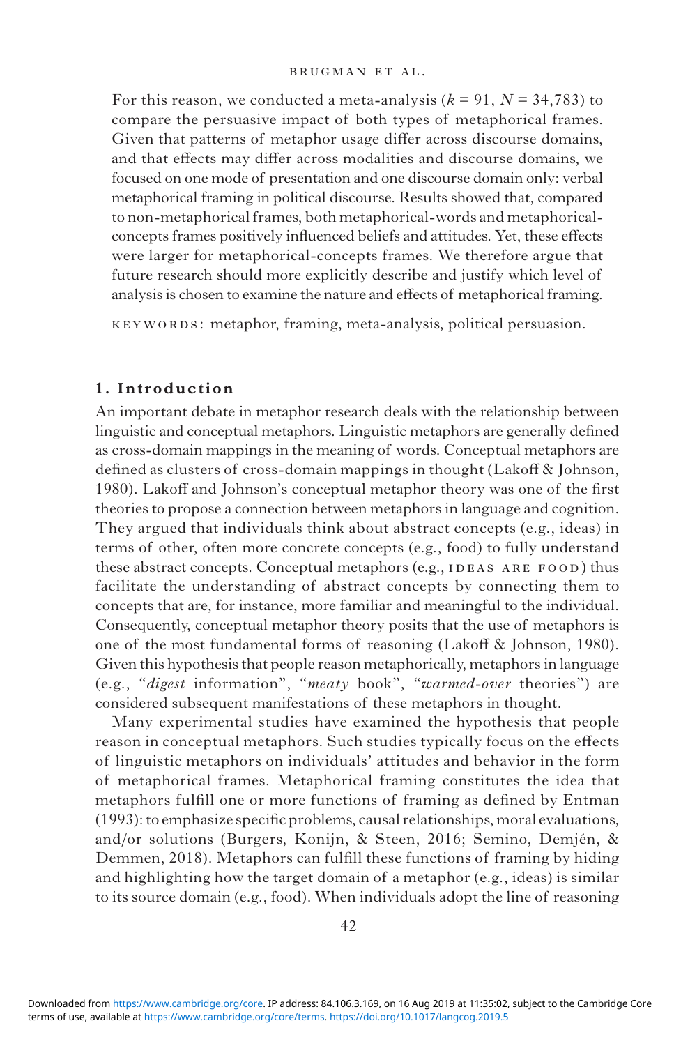For this reason, we conducted a meta-analysis ($k = 91$, $N = 34{,}783$) to compare the persuasive impact of both types of metaphorical frames. Given that patterns of metaphor usage differ across discourse domains, and that effects may differ across modalities and discourse domains, we focused on one mode of presentation and one discourse domain only: verbal metaphorical framing in political discourse. Results showed that, compared to non-metaphorical frames, both metaphorical-words and metaphorical-concepts frames positively influenced beliefs and attitudes. Yet, these effects were larger for metaphorical-concepts frames. We therefore argue that future research should more explicitly describe and justify which level of analysis is chosen to examine the nature and effects of metaphorical framing.

KEYWORDS: metaphor, framing, meta-analysis, political persuasion.

## 1. Introduction

An important debate in metaphor research deals with the relationship between linguistic and conceptual metaphors. Linguistic metaphors are generally defined as cross-domain mappings in the meaning of words. Conceptual metaphors are defined as clusters of cross-domain mappings in thought (Lakoff & Johnson, 1980). Lakoff and Johnson's conceptual metaphor theory was one of the first theories to propose a connection between metaphors in language and cognition. They argued that individuals think about abstract concepts (e.g., ideas) in terms of other, often more concrete concepts (e.g., food) to fully understand these abstract concepts. Conceptual metaphors (e.g., IDEAS ARE FOOD) thus facilitate the understanding of abstract concepts by connecting them to concepts that are, for instance, more familiar and meaningful to the individual. Consequently, conceptual metaphor theory posits that the use of metaphors is one of the most fundamental forms of reasoning (Lakoff & Johnson, 1980). Given this hypothesis that people reason metaphorically, metaphors in language (e.g., "*digest* information", "*meaty* book", "*warmed-over* theories") are considered subsequent manifestations of these metaphors in thought.

Many experimental studies have examined the hypothesis that people reason in conceptual metaphors. Such studies typically focus on the effects of linguistic metaphors on individuals' attitudes and behavior in the form of metaphorical frames. Metaphorical framing constitutes the idea that metaphors fulfill one or more functions of framing as defined by Entman (1993): to emphasize specific problems, causal relationships, moral evaluations, and/or solutions (Burgers, Konijn, & Steen, 2016; Semino, Demjén, & Demmen, 2018). Metaphors can fulfill these functions of framing by hiding and highlighting how the target domain of a metaphor (e.g., ideas) is similar to its source domain (e.g., food). When individuals adopt the line of reasoning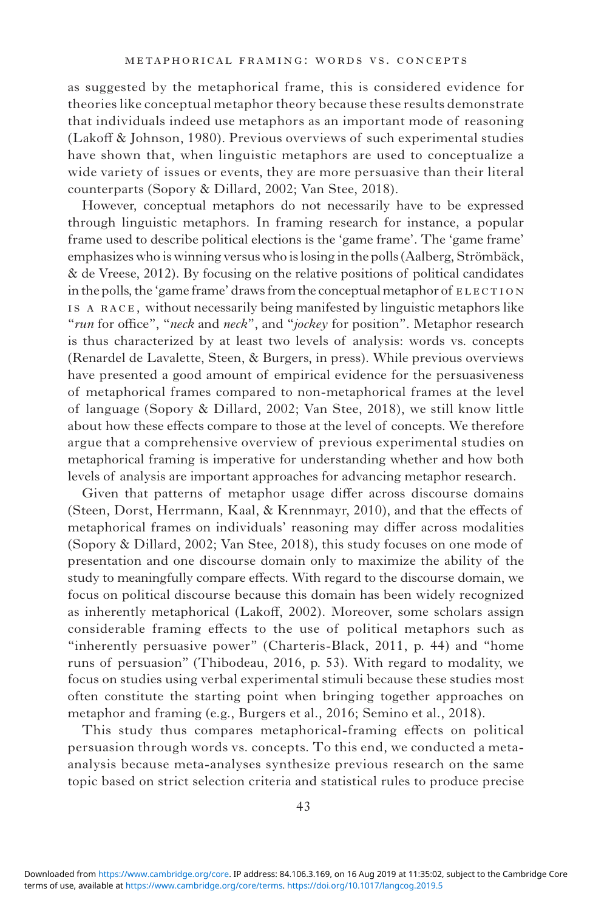as suggested by the metaphorical frame, this is considered evidence for theories like conceptual metaphor theory because these results demonstrate that individuals indeed use metaphors as an important mode of reasoning (Lakoff & Johnson, 1980). Previous overviews of such experimental studies have shown that, when linguistic metaphors are used to conceptualize a wide variety of issues or events, they are more persuasive than their literal counterparts (Sopory & Dillard, 2002; Van Stee, 2018).

However, conceptual metaphors do not necessarily have to be expressed through linguistic metaphors. In framing research for instance, a popular frame used to describe political elections is the 'game frame'. The 'game frame' emphasizes who is winning versus who is losing in the polls (Aalberg, Strömbäck, & de Vreese, 2012). By focusing on the relative positions of political candidates in the polls, the 'game frame' draws from the conceptual metaphor of ELECTION IS A RACE, without necessarily being manifested by linguistic metaphors like "*run* for office", "*neck* and *neck*", and "*jockey* for position". Metaphor research is thus characterized by at least two levels of analysis: words vs. concepts (Renardel de Lavalette, Steen, & Burgers, in press). While previous overviews have presented a good amount of empirical evidence for the persuasiveness of metaphorical frames compared to non-metaphorical frames at the level of language (Sopory & Dillard, 2002; Van Stee, 2018), we still know little about how these effects compare to those at the level of concepts. We therefore argue that a comprehensive overview of previous experimental studies on metaphorical framing is imperative for understanding whether and how both levels of analysis are important approaches for advancing metaphor research.

Given that patterns of metaphor usage differ across discourse domains (Steen, Dorst, Herrmann, Kaal, & Krennmayr, 2010), and that the effects of metaphorical frames on individuals' reasoning may differ across modalities (Sopory & Dillard, 2002; Van Stee, 2018), this study focuses on one mode of presentation and one discourse domain only to maximize the ability of the study to meaningfully compare effects. With regard to the discourse domain, we focus on political discourse because this domain has been widely recognized as inherently metaphorical (Lakoff, 2002). Moreover, some scholars assign considerable framing effects to the use of political metaphors such as "inherently persuasive power" (Charteris-Black, 2011, p. 44) and "home runs of persuasion" (Thibodeau, 2016, p. 53). With regard to modality, we focus on studies using verbal experimental stimuli because these studies most often constitute the starting point when bringing together approaches on metaphor and framing (e.g., Burgers et al., 2016; Semino et al., 2018).

This study thus compares metaphorical-framing effects on political persuasion through words vs. concepts. To this end, we conducted a meta-analysis because meta-analyses synthesize previous research on the same topic based on strict selection criteria and statistical rules to produce precise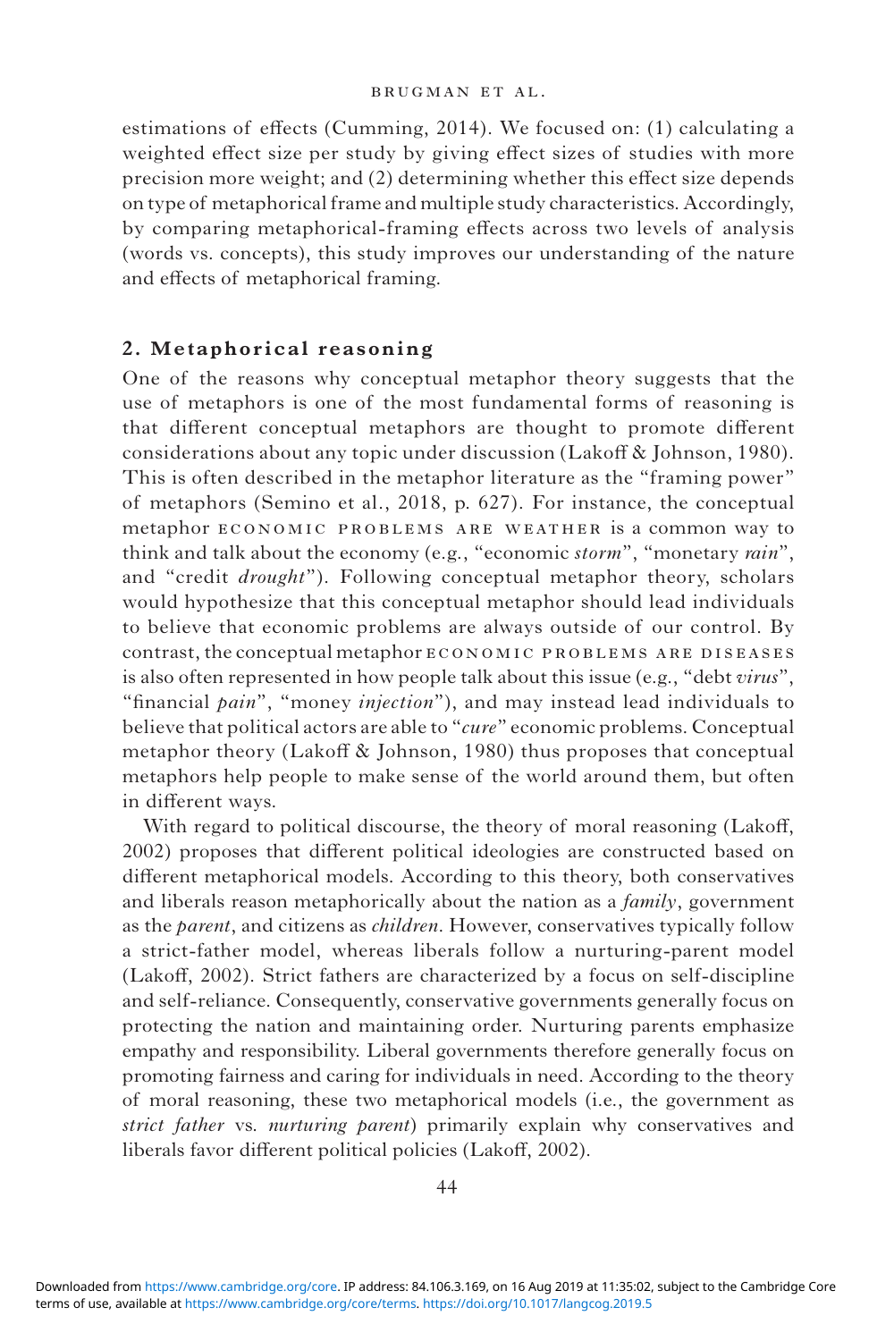estimations of effects (Cumming, 2014). We focused on: (1) calculating a weighted effect size per study by giving effect sizes of studies with more precision more weight; and (2) determining whether this effect size depends on type of metaphorical frame and multiple study characteristics. Accordingly, by comparing metaphorical-framing effects across two levels of analysis (words vs. concepts), this study improves our understanding of the nature and effects of metaphorical framing.

## 2. Metaphorical reasoning

One of the reasons why conceptual metaphor theory suggests that the use of metaphors is one of the most fundamental forms of reasoning is that different conceptual metaphors are thought to promote different considerations about any topic under discussion (Lakoff & Johnson, 1980). This is often described in the metaphor literature as the "framing power" of metaphors (Semino et al., 2018, p. 627). For instance, the conceptual metaphor ECONOMIC PROBLEMS ARE WEATHER is a common way to think and talk about the economy (e.g., "economic *storm*", "monetary *rain*", and "credit *drought*"). Following conceptual metaphor theory, scholars would hypothesize that this conceptual metaphor should lead individuals to believe that economic problems are always outside of our control. By contrast, the conceptual metaphor ECONOMIC PROBLEMS ARE DISEASES is also often represented in how people talk about this issue (e.g., "debt *virus*", "financial *pain*", "money *injection*"), and may instead lead individuals to believe that political actors are able to "*cure*" economic problems. Conceptual metaphor theory (Lakoff & Johnson, 1980) thus proposes that conceptual metaphors help people to make sense of the world around them, but often in different ways.

With regard to political discourse, the theory of moral reasoning (Lakoff, 2002) proposes that different political ideologies are constructed based on different metaphorical models. According to this theory, both conservatives and liberals reason metaphorically about the nation as a *family*, government as the *parent*, and citizens as *children*. However, conservatives typically follow a strict-father model, whereas liberals follow a nurturing-parent model (Lakoff, 2002). Strict fathers are characterized by a focus on self-discipline and self-reliance. Consequently, conservative governments generally focus on protecting the nation and maintaining order. Nurturing parents emphasize empathy and responsibility. Liberal governments therefore generally focus on promoting fairness and caring for individuals in need. According to the theory of moral reasoning, these two metaphorical models (i.e., the government as *strict father* vs. *nurturing parent*) primarily explain why conservatives and liberals favor different political policies (Lakoff, 2002).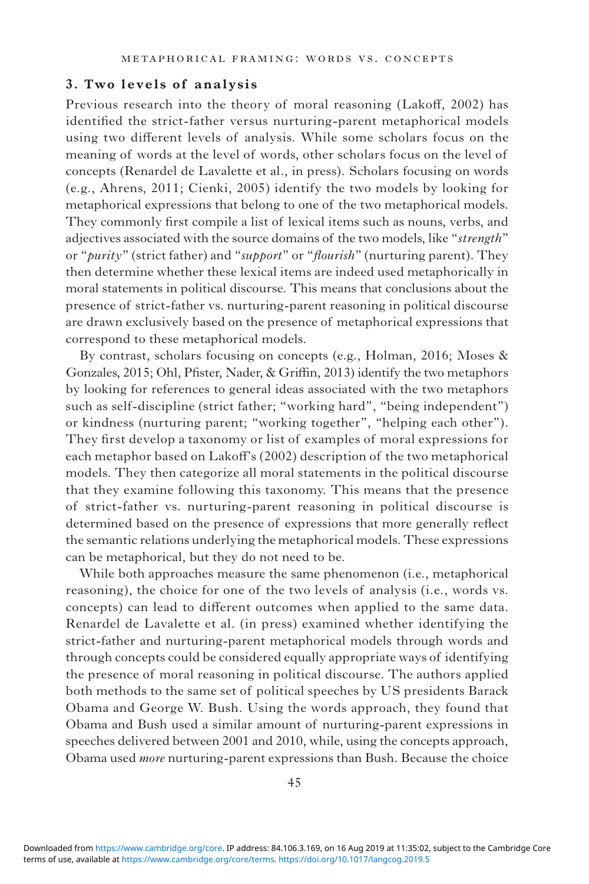## 3. Two levels of analysis

Previous research into the theory of moral reasoning (Lakoff, 2002) has identified the strict-father versus nurturing-parent metaphorical models using two different levels of analysis. While some scholars focus on the meaning of words at the level of words, other scholars focus on the level of concepts (Renardel de Lavalette et al., in press). Scholars focusing on words (e.g., Ahrens, 2011; Cienki, 2005) identify the two models by looking for metaphorical expressions that belong to one of the two metaphorical models. They commonly first compile a list of lexical items such as nouns, verbs, and adjectives associated with the source domains of the two models, like "*strength*" or "*purity*" (strict father) and "*support*" or "*flourish*" (nurturing parent). They then determine whether these lexical items are indeed used metaphorically in moral statements in political discourse. This means that conclusions about the presence of strict-father vs. nurturing-parent reasoning in political discourse are drawn exclusively based on the presence of metaphorical expressions that correspond to these metaphorical models.

By contrast, scholars focusing on concepts (e.g., Holman, 2016; Moses & Gonzales, 2015; Ohl, Pfister, Nader, & Griffin, 2013) identify the two metaphors by looking for references to general ideas associated with the two metaphors such as self-discipline (strict father; "working hard", "being independent") or kindness (nurturing parent; "working together", "helping each other"). They first develop a taxonomy or list of examples of moral expressions for each metaphor based on Lakoff's (2002) description of the two metaphorical models. They then categorize all moral statements in the political discourse that they examine following this taxonomy. This means that the presence of strict-father vs. nurturing-parent reasoning in political discourse is determined based on the presence of expressions that more generally reflect the semantic relations underlying the metaphorical models. These expressions can be metaphorical, but they do not need to be.

While both approaches measure the same phenomenon (i.e., metaphorical reasoning), the choice for one of the two levels of analysis (i.e., words vs. concepts) can lead to different outcomes when applied to the same data. Renardel de Lavalette et al. (in press) examined whether identifying the strict-father and nurturing-parent metaphorical models through words and through concepts could be considered equally appropriate ways of identifying the presence of moral reasoning in political discourse. The authors applied both methods to the same set of political speeches by US presidents Barack Obama and George W. Bush. Using the words approach, they found that Obama and Bush used a similar amount of nurturing-parent expressions in speeches delivered between 2001 and 2010, while, using the concepts approach, Obama used *more* nurturing-parent expressions than Bush. Because the choice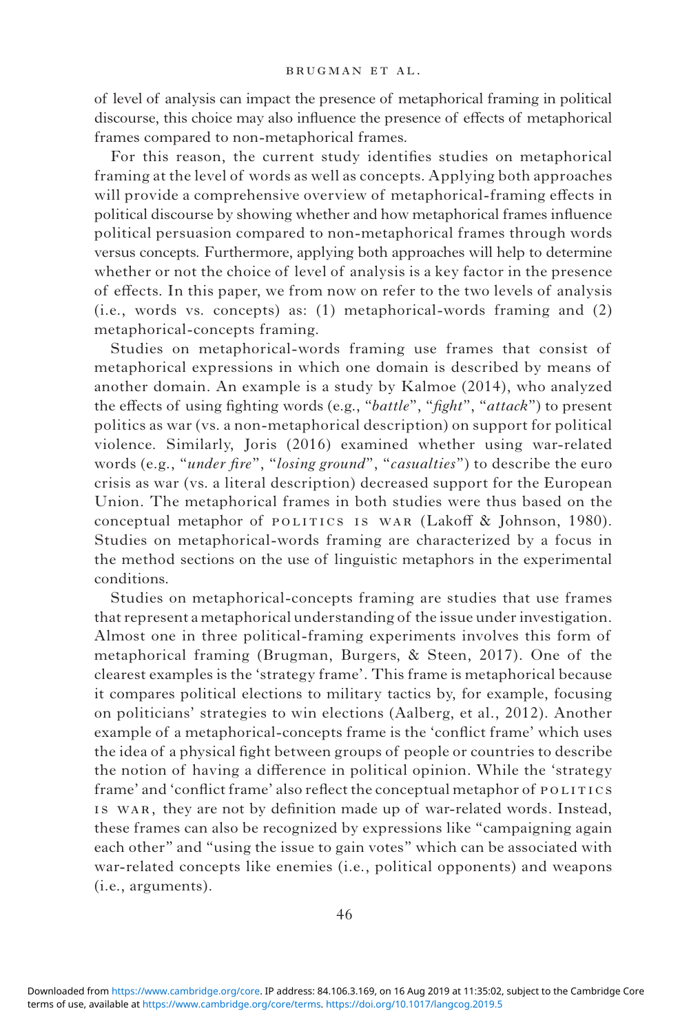of level of analysis can impact the presence of metaphorical framing in political discourse, this choice may also influence the presence of effects of metaphorical frames compared to non-metaphorical frames.

For this reason, the current study identifies studies on metaphorical framing at the level of words as well as concepts. Applying both approaches will provide a comprehensive overview of metaphorical-framing effects in political discourse by showing whether and how metaphorical frames influence political persuasion compared to non-metaphorical frames through words versus concepts. Furthermore, applying both approaches will help to determine whether or not the choice of level of analysis is a key factor in the presence of effects. In this paper, we from now on refer to the two levels of analysis (i.e., words vs. concepts) as: (1) metaphorical-words framing and (2) metaphorical-concepts framing.

Studies on metaphorical-words framing use frames that consist of metaphorical expressions in which one domain is described by means of another domain. An example is a study by Kalmoe (2014), who analyzed the effects of using fighting words (e.g., "*battle*", "*fight*", "*attack*") to present politics as war (vs. a non-metaphorical description) on support for political violence. Similarly, Joris (2016) examined whether using war-related words (e.g., "*under fire*", "*losing ground*", "*casualties*") to describe the euro crisis as war (vs. a literal description) decreased support for the European Union. The metaphorical frames in both studies were thus based on the conceptual metaphor of POLITICS IS WAR (Lakoff & Johnson, 1980). Studies on metaphorical-words framing are characterized by a focus in the method sections on the use of linguistic metaphors in the experimental conditions.

Studies on metaphorical-concepts framing are studies that use frames that represent a metaphorical understanding of the issue under investigation. Almost one in three political-framing experiments involves this form of metaphorical framing (Brugman, Burgers, & Steen, 2017). One of the clearest examples is the 'strategy frame'. This frame is metaphorical because it compares political elections to military tactics by, for example, focusing on politicians' strategies to win elections (Aalberg, et al., 2012). Another example of a metaphorical-concepts frame is the 'conflict frame' which uses the idea of a physical fight between groups of people or countries to describe the notion of having a difference in political opinion. While the 'strategy frame' and 'conflict frame' also reflect the conceptual metaphor of POLITICS IS WAR, they are not by definition made up of war-related words. Instead, these frames can also be recognized by expressions like "campaigning again each other" and "using the issue to gain votes" which can be associated with war-related concepts like enemies (i.e., political opponents) and weapons (i.e., arguments).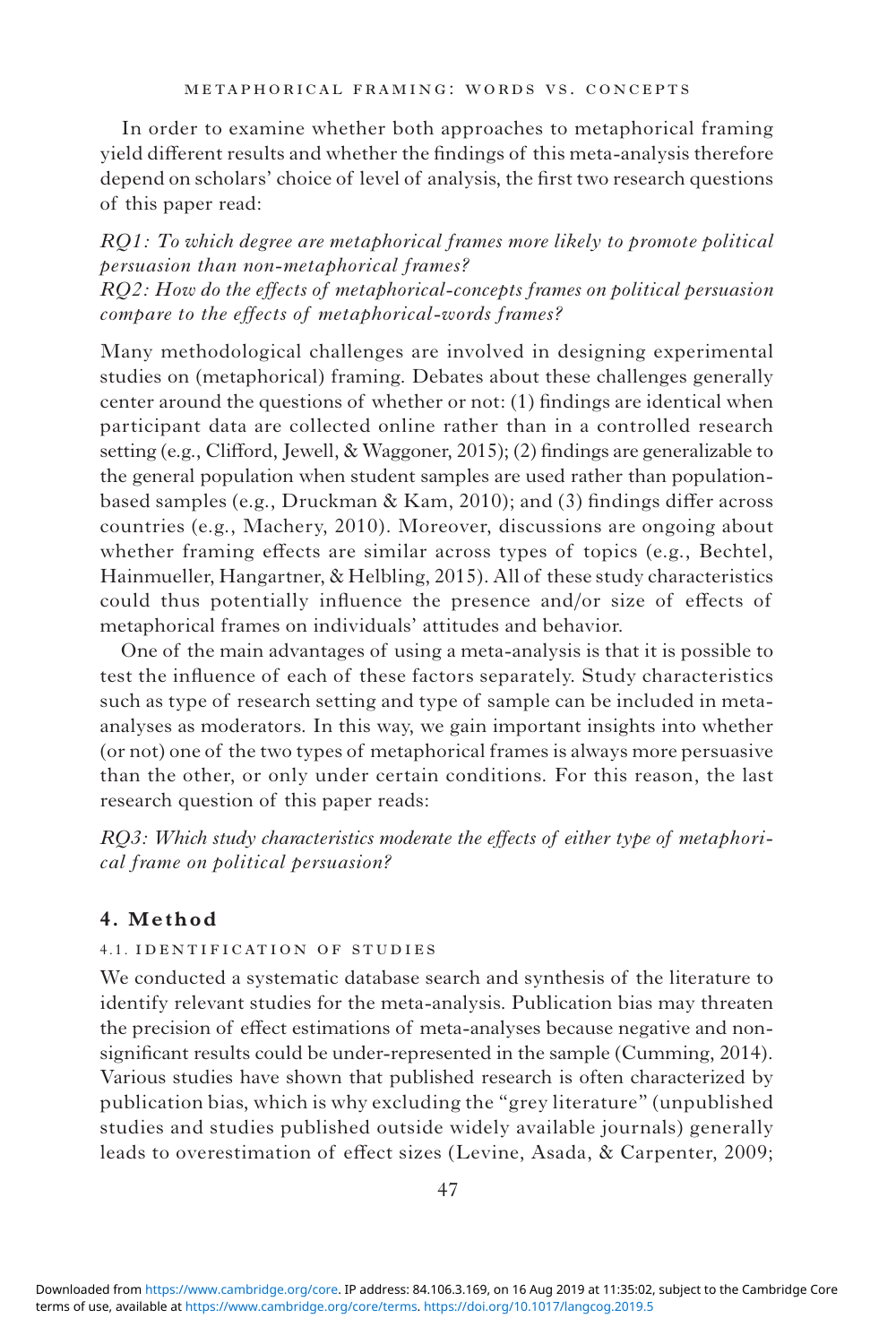In order to examine whether both approaches to metaphorical framing yield different results and whether the findings of this meta-analysis therefore depend on scholars' choice of level of analysis, the first two research questions of this paper read:

*RQ1: To which degree are metaphorical frames more likely to promote political persuasion than non-metaphorical frames?*
*RQ2: How do the effects of metaphorical-concepts frames on political persuasion compare to the effects of metaphorical-words frames?*

Many methodological challenges are involved in designing experimental studies on (metaphorical) framing. Debates about these challenges generally center around the questions of whether or not: (1) findings are identical when participant data are collected online rather than in a controlled research setting (e.g., Clifford, Jewell, & Waggoner, 2015); (2) findings are generalizable to the general population when student samples are used rather than population-based samples (e.g., Druckman & Kam, 2010); and (3) findings differ across countries (e.g., Machery, 2010). Moreover, discussions are ongoing about whether framing effects are similar across types of topics (e.g., Bechtel, Hainmueller, Hangartner, & Helbling, 2015). All of these study characteristics could thus potentially influence the presence and/or size of effects of metaphorical frames on individuals' attitudes and behavior.

One of the main advantages of using a meta-analysis is that it is possible to test the influence of each of these factors separately. Study characteristics such as type of research setting and type of sample can be included in meta-analyses as moderators. In this way, we gain important insights into whether (or not) one of the two types of metaphorical frames is always more persuasive than the other, or only under certain conditions. For this reason, the last research question of this paper reads:

*RQ3: Which study characteristics moderate the effects of either type of metaphorical frame on political persuasion?*

## 4. Method

### 4.1. Identification of studies

We conducted a systematic database search and synthesis of the literature to identify relevant studies for the meta-analysis. Publication bias may threaten the precision of effect estimations of meta-analyses because negative and non-significant results could be under-represented in the sample (Cumming, 2014). Various studies have shown that published research is often characterized by publication bias, which is why excluding the "grey literature" (unpublished studies and studies published outside widely available journals) generally leads to overestimation of effect sizes (Levine, Asada, & Carpenter, 2009;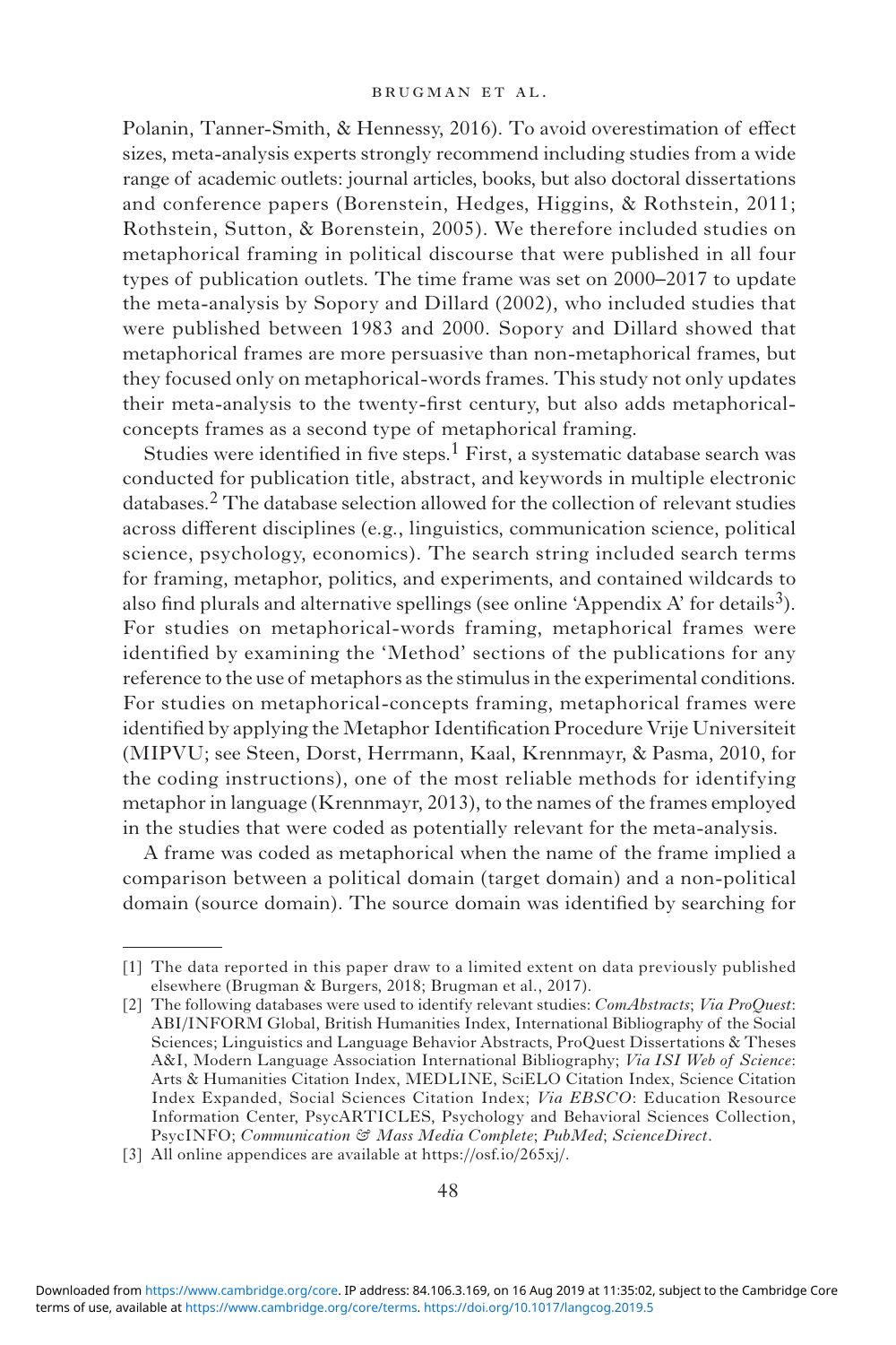Polanin, Tanner-Smith, & Hennessy, 2016). To avoid overestimation of effect sizes, meta-analysis experts strongly recommend including studies from a wide range of academic outlets: journal articles, books, but also doctoral dissertations and conference papers (Borenstein, Hedges, Higgins, & Rothstein, 2011; Rothstein, Sutton, & Borenstein, 2005). We therefore included studies on metaphorical framing in political discourse that were published in all four types of publication outlets. The time frame was set on 2000–2017 to update the meta-analysis by Sopory and Dillard (2002), who included studies that were published between 1983 and 2000. Sopory and Dillard showed that metaphorical frames are more persuasive than non-metaphorical frames, but they focused only on metaphorical-words frames. This study not only updates their meta-analysis to the twenty-first century, but also adds metaphorical-concepts frames as a second type of metaphorical framing.

Studies were identified in five steps.[1] First, a systematic database search was conducted for publication title, abstract, and keywords in multiple electronic databases.[2] The database selection allowed for the collection of relevant studies across different disciplines (e.g., linguistics, communication science, political science, psychology, economics). The search string included search terms for framing, metaphor, politics, and experiments, and contained wildcards to also find plurals and alternative spellings (see online 'Appendix A' for details[3]). For studies on metaphorical-words framing, metaphorical frames were identified by examining the 'Method' sections of the publications for any reference to the use of metaphors as the stimulus in the experimental conditions. For studies on metaphorical-concepts framing, metaphorical frames were identified by applying the Metaphor Identification Procedure Vrije Universiteit (MIPVU; see Steen, Dorst, Herrmann, Kaal, Krennmayr, & Pasma, 2010, for the coding instructions), one of the most reliable methods for identifying metaphor in language (Krennmayr, 2013), to the names of the frames employed in the studies that were coded as potentially relevant for the meta-analysis.

A frame was coded as metaphorical when the name of the frame implied a comparison between a political domain (target domain) and a non-political domain (source domain). The source domain was identified by searching for

---

[1] The data reported in this paper draw to a limited extent on data previously published elsewhere (Brugman & Burgers, 2018; Brugman et al., 2017).

[2] The following databases were used to identify relevant studies: *ComAbstracts*; *Via ProQuest*: ABI/INFORM Global, British Humanities Index, International Bibliography of the Social Sciences; Linguistics and Language Behavior Abstracts, ProQuest Dissertations & Theses A&I, Modern Language Association International Bibliography; *Via ISI Web of Science*: Arts & Humanities Citation Index, MEDLINE, SciELO Citation Index, Science Citation Index Expanded, Social Sciences Citation Index; *Via EBSCO*: Education Resource Information Center, PsycARTICLES, Psychology and Behavioral Sciences Collection, PsycINFO; *Communication & Mass Media Complete*; *PubMed*; *ScienceDirect*.

[3] All online appendices are available at https://osf.io/265xj/.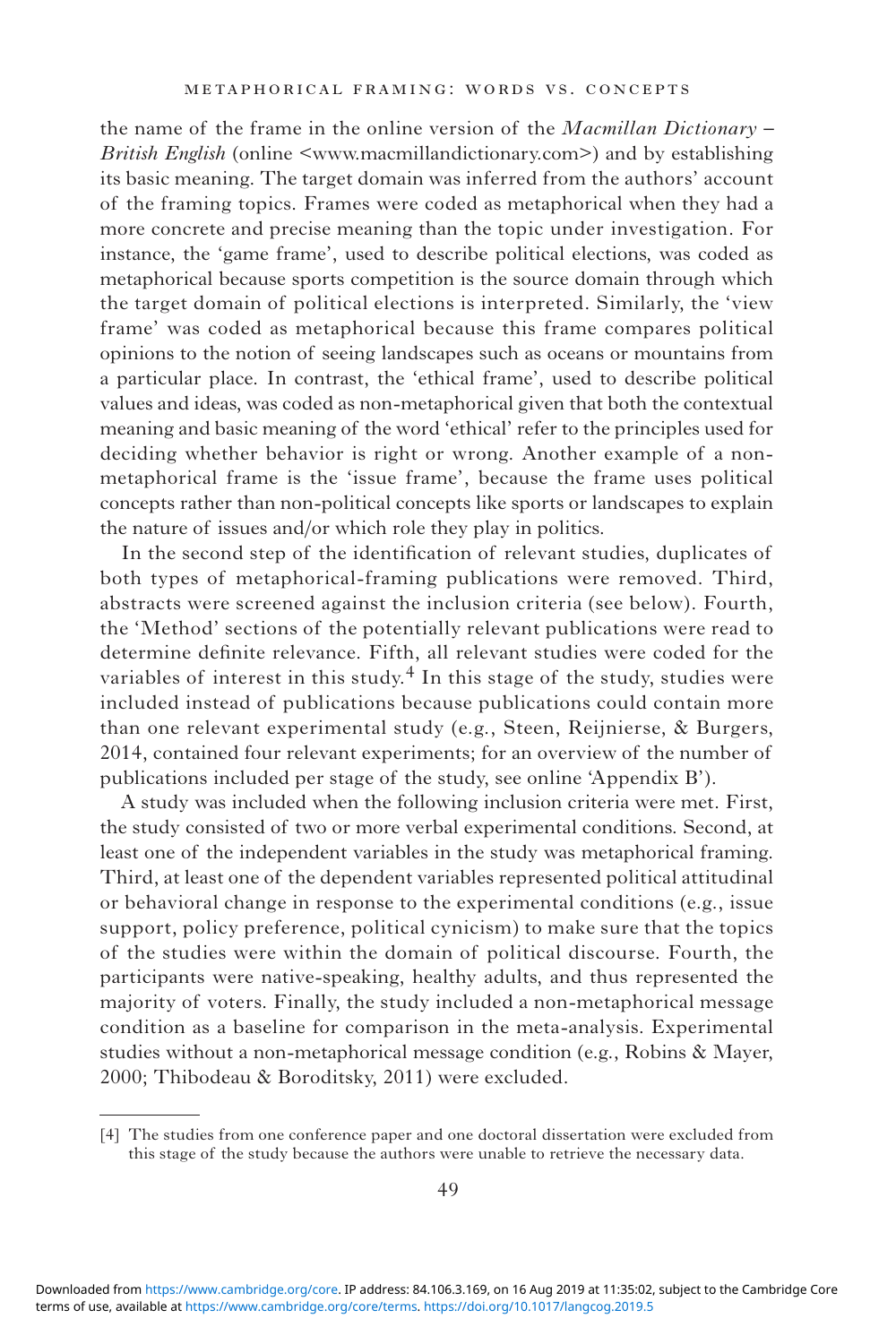the name of the frame in the online version of the *Macmillan Dictionary – British English* (online <www.macmillandictionary.com>) and by establishing its basic meaning. The target domain was inferred from the authors' account of the framing topics. Frames were coded as metaphorical when they had a more concrete and precise meaning than the topic under investigation. For instance, the 'game frame', used to describe political elections, was coded as metaphorical because sports competition is the source domain through which the target domain of political elections is interpreted. Similarly, the 'view frame' was coded as metaphorical because this frame compares political opinions to the notion of seeing landscapes such as oceans or mountains from a particular place. In contrast, the 'ethical frame', used to describe political values and ideas, was coded as non-metaphorical given that both the contextual meaning and basic meaning of the word 'ethical' refer to the principles used for deciding whether behavior is right or wrong. Another example of a non-metaphorical frame is the 'issue frame', because the frame uses political concepts rather than non-political concepts like sports or landscapes to explain the nature of issues and/or which role they play in politics.

In the second step of the identification of relevant studies, duplicates of both types of metaphorical-framing publications were removed. Third, abstracts were screened against the inclusion criteria (see below). Fourth, the 'Method' sections of the potentially relevant publications were read to determine definite relevance. Fifth, all relevant studies were coded for the variables of interest in this study.[4] In this stage of the study, studies were included instead of publications because publications could contain more than one relevant experimental study (e.g., Steen, Reijnierse, & Burgers, 2014, contained four relevant experiments; for an overview of the number of publications included per stage of the study, see online 'Appendix B').

A study was included when the following inclusion criteria were met. First, the study consisted of two or more verbal experimental conditions. Second, at least one of the independent variables in the study was metaphorical framing. Third, at least one of the dependent variables represented political attitudinal or behavioral change in response to the experimental conditions (e.g., issue support, policy preference, political cynicism) to make sure that the topics of the studies were within the domain of political discourse. Fourth, the participants were native-speaking, healthy adults, and thus represented the majority of voters. Finally, the study included a non-metaphorical message condition as a baseline for comparison in the meta-analysis. Experimental studies without a non-metaphorical message condition (e.g., Robins & Mayer, 2000; Thibodeau & Boroditsky, 2011) were excluded.

---

[4] The studies from one conference paper and one doctoral dissertation were excluded from this stage of the study because the authors were unable to retrieve the necessary data.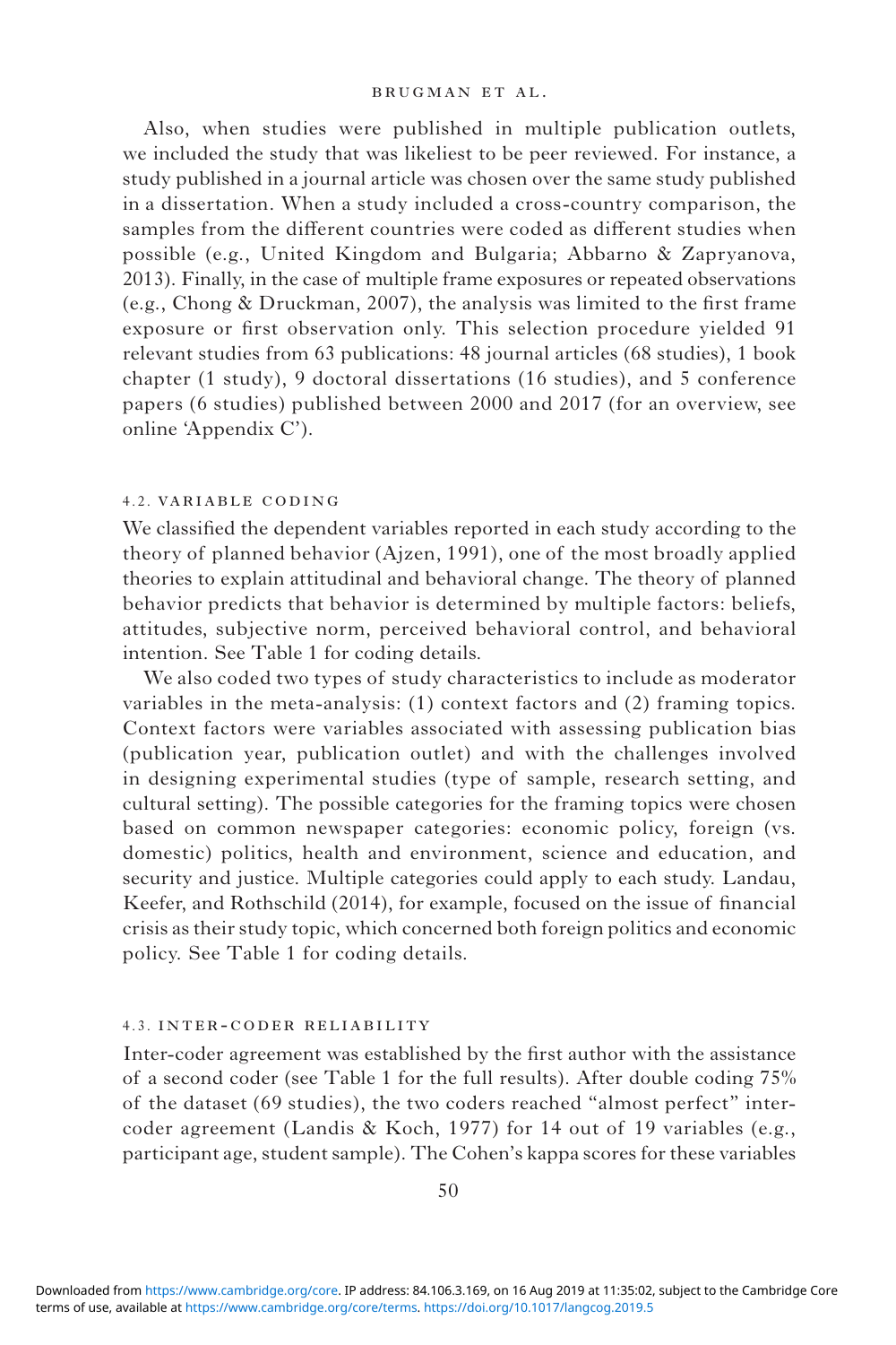Also, when studies were published in multiple publication outlets, we included the study that was likeliest to be peer reviewed. For instance, a study published in a journal article was chosen over the same study published in a dissertation. When a study included a cross-country comparison, the samples from the different countries were coded as different studies when possible (e.g., United Kingdom and Bulgaria; Abbarno & Zapryanova, 2013). Finally, in the case of multiple frame exposures or repeated observations (e.g., Chong & Druckman, 2007), the analysis was limited to the first frame exposure or first observation only. This selection procedure yielded 91 relevant studies from 63 publications: 48 journal articles (68 studies), 1 book chapter (1 study), 9 doctoral dissertations (16 studies), and 5 conference papers (6 studies) published between 2000 and 2017 (for an overview, see online 'Appendix C').

### 4.2. Variable coding

We classified the dependent variables reported in each study according to the theory of planned behavior (Ajzen, 1991), one of the most broadly applied theories to explain attitudinal and behavioral change. The theory of planned behavior predicts that behavior is determined by multiple factors: beliefs, attitudes, subjective norm, perceived behavioral control, and behavioral intention. See Table 1 for coding details.

We also coded two types of study characteristics to include as moderator variables in the meta-analysis: (1) context factors and (2) framing topics. Context factors were variables associated with assessing publication bias (publication year, publication outlet) and with the challenges involved in designing experimental studies (type of sample, research setting, and cultural setting). The possible categories for the framing topics were chosen based on common newspaper categories: economic policy, foreign (vs. domestic) politics, health and environment, science and education, and security and justice. Multiple categories could apply to each study. Landau, Keefer, and Rothschild (2014), for example, focused on the issue of financial crisis as their study topic, which concerned both foreign politics and economic policy. See Table 1 for coding details.

### 4.3. Inter-coder reliability

Inter-coder agreement was established by the first author with the assistance of a second coder (see Table 1 for the full results). After double coding 75% of the dataset (69 studies), the two coders reached "almost perfect" inter-coder agreement (Landis & Koch, 1977) for 14 out of 19 variables (e.g., participant age, student sample). The Cohen's kappa scores for these variables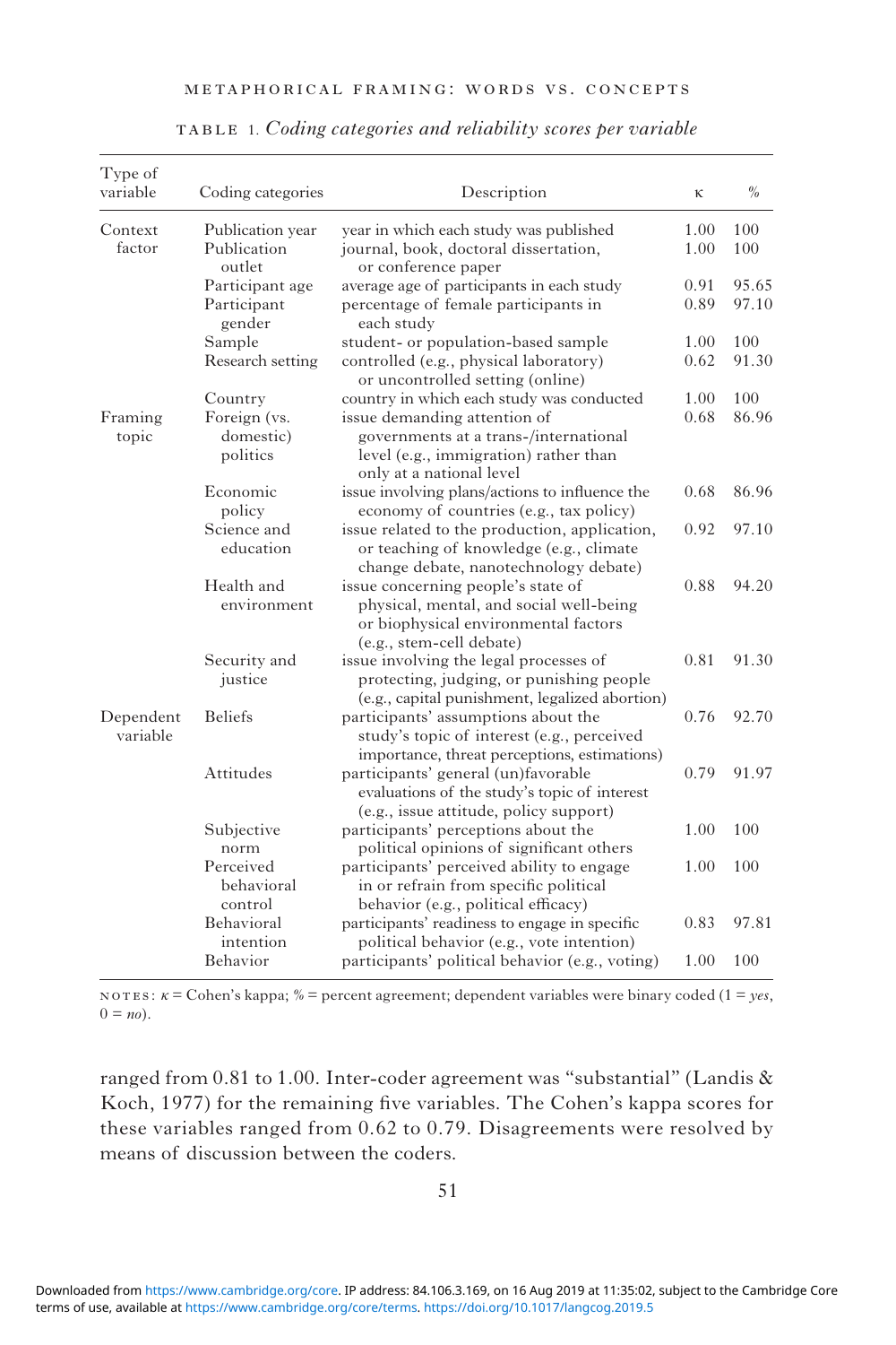Table 1. *Coding categories and reliability scores per variable*

| Type of variable | Coding categories | Description | κ | % |
|---|---|---|---|---|
| Context factor | Publication year | year in which each study was published | 1.00 | 100 |
| | Publication outlet | journal, book, doctoral dissertation, or conference paper | 1.00 | 100 |
| | Participant age | average age of participants in each study | 0.91 | 95.65 |
| | Participant gender | percentage of female participants in each study | 0.89 | 97.10 |
| | Sample | student- or population-based sample | 1.00 | 100 |
| | Research setting | controlled (e.g., physical laboratory) or uncontrolled setting (online) | 0.62 | 91.30 |
| | Country | country in which each study was conducted | 1.00 | 100 |
| Framing topic | Foreign (vs. domestic) politics | issue demanding attention of governments at a trans-/international level (e.g., immigration) rather than only at a national level | 0.68 | 86.96 |
| | Economic policy | issue involving plans/actions to influence the economy of countries (e.g., tax policy) | 0.68 | 86.96 |
| | Science and education | issue related to the production, application, or teaching of knowledge (e.g., climate change debate, nanotechnology debate) | 0.92 | 97.10 |
| | Health and environment | issue concerning people's state of physical, mental, and social well-being or biophysical environmental factors (e.g., stem-cell debate) | 0.88 | 94.20 |
| | Security and justice | issue involving the legal processes of protecting, judging, or punishing people (e.g., capital punishment, legalized abortion) | 0.81 | 91.30 |
| Dependent variable | Beliefs | participants' assumptions about the study's topic of interest (e.g., perceived importance, threat perceptions, estimations) | 0.76 | 92.70 |
| | Attitudes | participants' general (un)favorable evaluations of the study's topic of interest (e.g., issue attitude, policy support) | 0.79 | 91.97 |
| | Subjective norm | participants' perceptions about the political opinions of significant others | 1.00 | 100 |
| | Perceived behavioral control | participants' perceived ability to engage in or refrain from specific political behavior (e.g., political efficacy) | 1.00 | 100 |
| | Behavioral intention | participants' readiness to engage in specific political behavior (e.g., vote intention) | 0.83 | 97.81 |
| | Behavior | participants' political behavior (e.g., voting) | 1.00 | 100 |

NOTES: $\kappa$ = Cohen's kappa; % = percent agreement; dependent variables were binary coded (1 = *yes*, 0 = *no*).

ranged from 0.81 to 1.00. Inter-coder agreement was "substantial" (Landis & Koch, 1977) for the remaining five variables. The Cohen's kappa scores for these variables ranged from 0.62 to 0.79. Disagreements were resolved by means of discussion between the coders.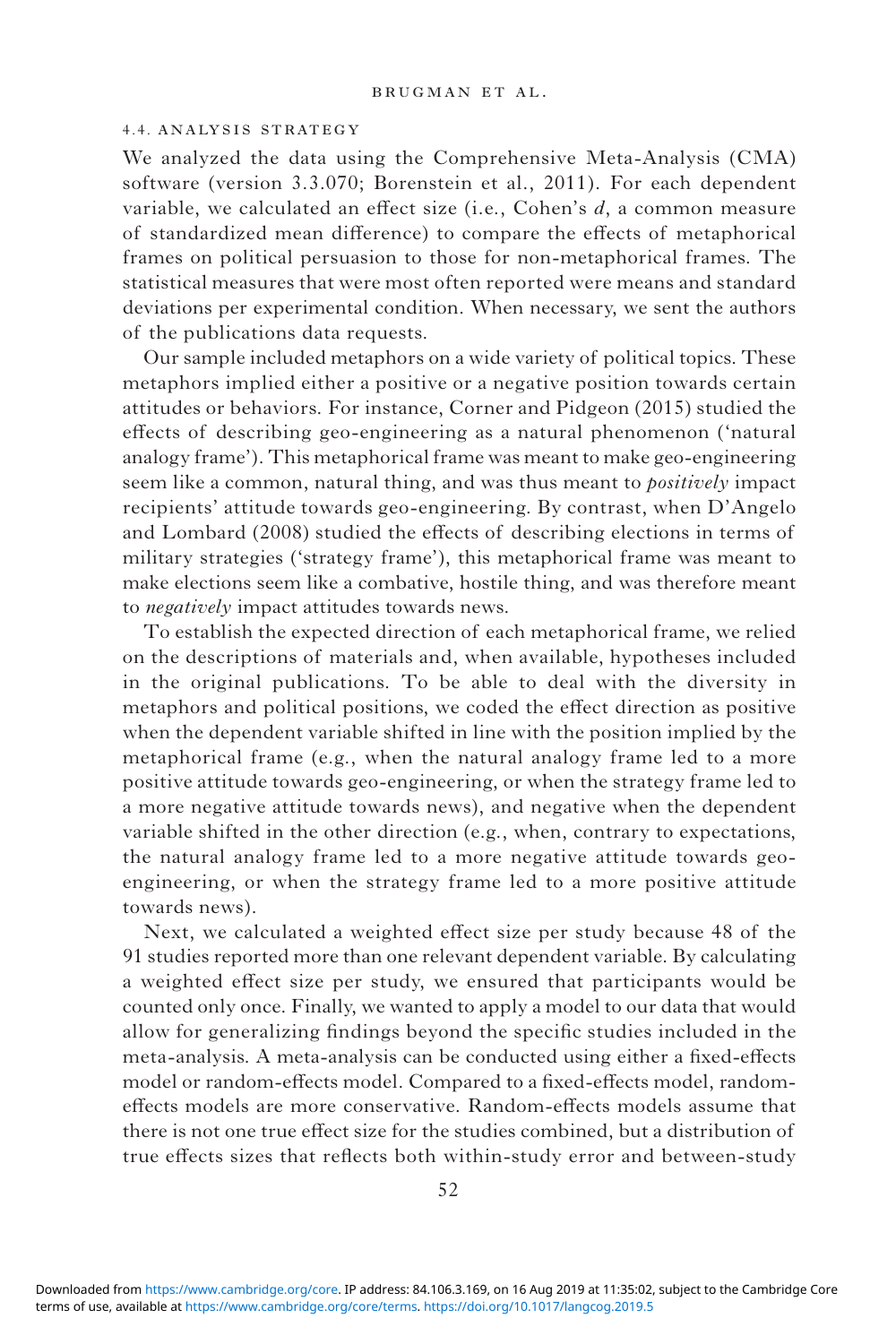### 4.4. Analysis strategy

We analyzed the data using the Comprehensive Meta-Analysis (CMA) software (version 3.3.070; Borenstein et al., 2011). For each dependent variable, we calculated an effect size (i.e., Cohen's $d$, a common measure of standardized mean difference) to compare the effects of metaphorical frames on political persuasion to those for non-metaphorical frames. The statistical measures that were most often reported were means and standard deviations per experimental condition. When necessary, we sent the authors of the publications data requests.

Our sample included metaphors on a wide variety of political topics. These metaphors implied either a positive or a negative position towards certain attitudes or behaviors. For instance, Corner and Pidgeon (2015) studied the effects of describing geo-engineering as a natural phenomenon ('natural analogy frame'). This metaphorical frame was meant to make geo-engineering seem like a common, natural thing, and was thus meant to *positively* impact recipients' attitude towards geo-engineering. By contrast, when D'Angelo and Lombard (2008) studied the effects of describing elections in terms of military strategies ('strategy frame'), this metaphorical frame was meant to make elections seem like a combative, hostile thing, and was therefore meant to *negatively* impact attitudes towards news.

To establish the expected direction of each metaphorical frame, we relied on the descriptions of materials and, when available, hypotheses included in the original publications. To be able to deal with the diversity in metaphors and political positions, we coded the effect direction as positive when the dependent variable shifted in line with the position implied by the metaphorical frame (e.g., when the natural analogy frame led to a more positive attitude towards geo-engineering, or when the strategy frame led to a more negative attitude towards news), and negative when the dependent variable shifted in the other direction (e.g., when, contrary to expectations, the natural analogy frame led to a more negative attitude towards geo-engineering, or when the strategy frame led to a more positive attitude towards news).

Next, we calculated a weighted effect size per study because 48 of the 91 studies reported more than one relevant dependent variable. By calculating a weighted effect size per study, we ensured that participants would be counted only once. Finally, we wanted to apply a model to our data that would allow for generalizing findings beyond the specific studies included in the meta-analysis. A meta-analysis can be conducted using either a fixed-effects model or random-effects model. Compared to a fixed-effects model, random-effects models are more conservative. Random-effects models assume that there is not one true effect size for the studies combined, but a distribution of true effects sizes that reflects both within-study error and between-study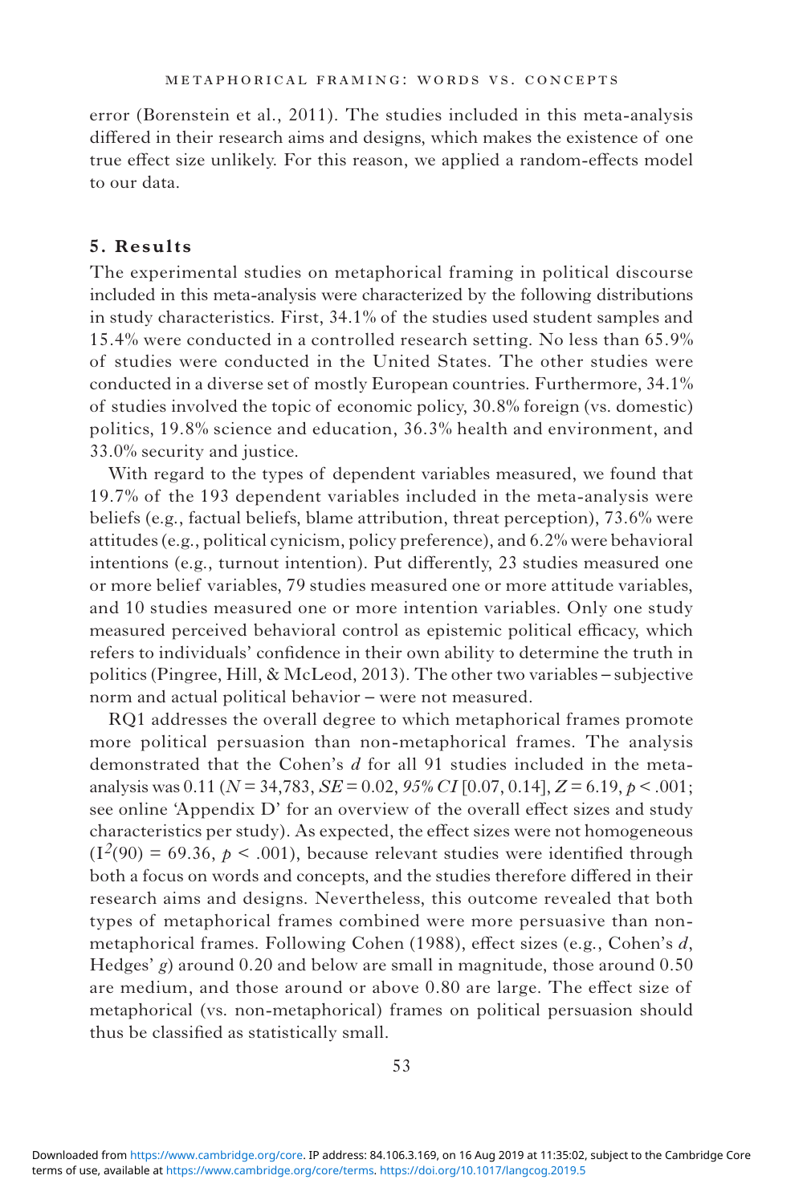error (Borenstein et al., 2011). The studies included in this meta-analysis differed in their research aims and designs, which makes the existence of one true effect size unlikely. For this reason, we applied a random-effects model to our data.

## 5. Results

The experimental studies on metaphorical framing in political discourse included in this meta-analysis were characterized by the following distributions in study characteristics. First, 34.1% of the studies used student samples and 15.4% were conducted in a controlled research setting. No less than 65.9% of studies were conducted in the United States. The other studies were conducted in a diverse set of mostly European countries. Furthermore, 34.1% of studies involved the topic of economic policy, 30.8% foreign (vs. domestic) politics, 19.8% science and education, 36.3% health and environment, and 33.0% security and justice.

With regard to the types of dependent variables measured, we found that 19.7% of the 193 dependent variables included in the meta-analysis were beliefs (e.g., factual beliefs, blame attribution, threat perception), 73.6% were attitudes (e.g., political cynicism, policy preference), and 6.2% were behavioral intentions (e.g., turnout intention). Put differently, 23 studies measured one or more belief variables, 79 studies measured one or more attitude variables, and 10 studies measured one or more intention variables. Only one study measured perceived behavioral control as epistemic political efficacy, which refers to individuals' confidence in their own ability to determine the truth in politics (Pingree, Hill, & McLeod, 2013). The other two variables – subjective norm and actual political behavior – were not measured.

RQ1 addresses the overall degree to which metaphorical frames promote more political persuasion than non-metaphorical frames. The analysis demonstrated that the Cohen's *d* for all 91 studies included in the meta-analysis was 0.11 ($N = 34{,}783$, $SE = 0.02$, *95% CI* [0.07, 0.14], $Z = 6.19$, $p < .001$; see online 'Appendix D' for an overview of the overall effect sizes and study characteristics per study). As expected, the effect sizes were not homogeneous ($I^2(90) = 69.36$, $p < .001$), because relevant studies were identified through both a focus on words and concepts, and the studies therefore differed in their research aims and designs. Nevertheless, this outcome revealed that both types of metaphorical frames combined were more persuasive than non-metaphorical frames. Following Cohen (1988), effect sizes (e.g., Cohen's *d*, Hedges' *g*) around 0.20 and below are small in magnitude, those around 0.50 are medium, and those around or above 0.80 are large. The effect size of metaphorical (vs. non-metaphorical) frames on political persuasion should thus be classified as statistically small.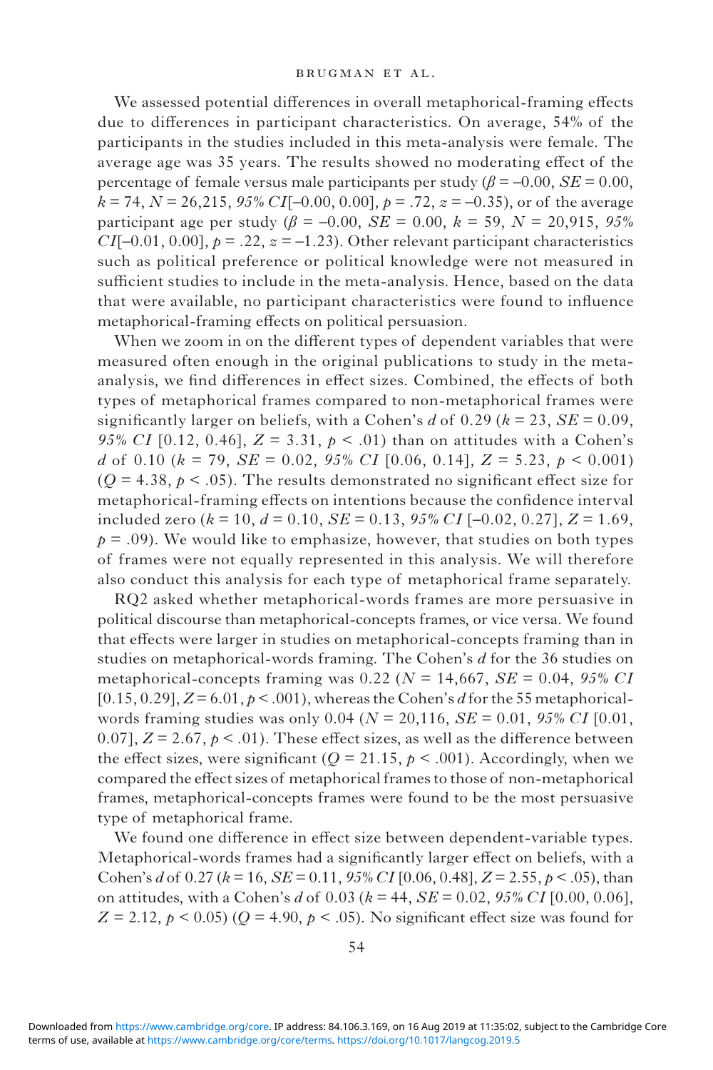We assessed potential differences in overall metaphorical-framing effects due to differences in participant characteristics. On average, 54% of the participants in the studies included in this meta-analysis were female. The average age was 35 years. The results showed no moderating effect of the percentage of female versus male participants per study ($\beta = -0.00$, $SE = 0.00$, $k = 74$, $N = 26{,}215$, *95% CI*[–0.00, 0.00], $p = .72$, $z = -0.35$), or of the average participant age per study ($\beta = -0.00$, $SE = 0.00$, $k = 59$, $N = 20{,}915$, *95% CI*[–0.01, 0.00], $p = .22$, $z = -1.23$). Other relevant participant characteristics such as political preference or political knowledge were not measured in sufficient studies to include in the meta-analysis. Hence, based on the data that were available, no participant characteristics were found to influence metaphorical-framing effects on political persuasion.

When we zoom in on the different types of dependent variables that were measured often enough in the original publications to study in the meta-analysis, we find differences in effect sizes. Combined, the effects of both types of metaphorical frames compared to non-metaphorical frames were significantly larger on beliefs, with a Cohen's $d$ of 0.29 ($k = 23$, $SE = 0.09$, *95% CI* [0.12, 0.46], $Z = 3.31$, $p < .01$) than on attitudes with a Cohen's $d$ of 0.10 ($k = 79$, $SE = 0.02$, *95% CI* [0.06, 0.14], $Z = 5.23$, $p < 0.001$) ($Q = 4.38$, $p < .05$). The results demonstrated no significant effect size for metaphorical-framing effects on intentions because the confidence interval included zero ($k = 10$, $d = 0.10$, $SE = 0.13$, *95% CI* [–0.02, 0.27], $Z = 1.69$, $p = .09$). We would like to emphasize, however, that studies on both types of frames were not equally represented in this analysis. We will therefore also conduct this analysis for each type of metaphorical frame separately.

RQ2 asked whether metaphorical-words frames are more persuasive in political discourse than metaphorical-concepts frames, or vice versa. We found that effects were larger in studies on metaphorical-concepts framing than in studies on metaphorical-words framing. The Cohen's $d$ for the 36 studies on metaphorical-concepts framing was 0.22 ($N = 14{,}667$, $SE = 0.04$, *95% CI* [0.15, 0.29], $Z = 6.01$, $p < .001$), whereas the Cohen's $d$ for the 55 metaphorical-words framing studies was only 0.04 ($N = 20{,}116$, $SE = 0.01$, *95% CI* [0.01, 0.07], $Z = 2.67$, $p < .01$). These effect sizes, as well as the difference between the effect sizes, were significant ($Q = 21.15$, $p < .001$). Accordingly, when we compared the effect sizes of metaphorical frames to those of non-metaphorical frames, metaphorical-concepts frames were found to be the most persuasive type of metaphorical frame.

We found one difference in effect size between dependent-variable types. Metaphorical-words frames had a significantly larger effect on beliefs, with a Cohen's $d$ of 0.27 ($k = 16$, $SE = 0.11$, *95% CI* [0.06, 0.48], $Z = 2.55$, $p < .05$), than on attitudes, with a Cohen's $d$ of 0.03 ($k = 44$, $SE = 0.02$, *95% CI* [0.00, 0.06], $Z = 2.12$, $p < 0.05$) ($Q = 4.90$, $p < .05$). No significant effect size was found for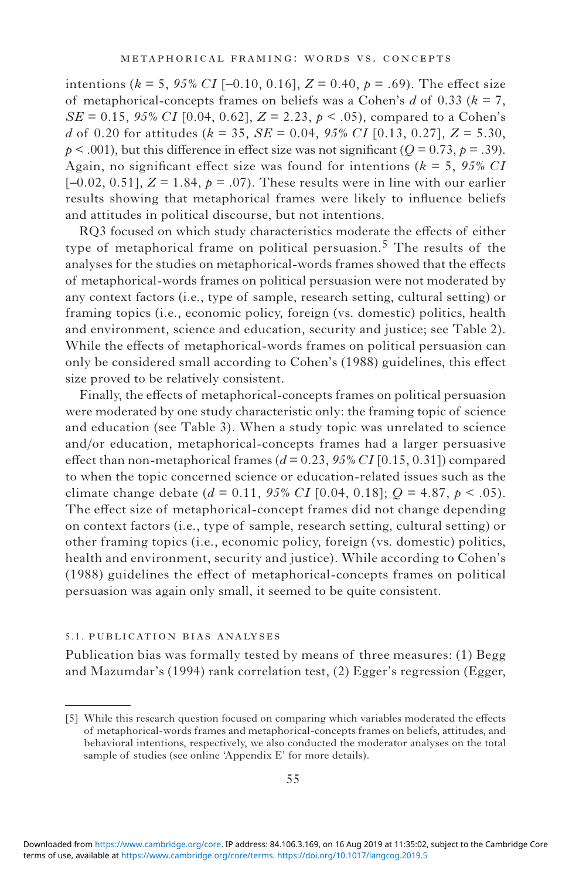intentions ($k = 5$, *95% CI* [–0.10, 0.16], $Z = 0.40$, $p = .69$). The effect size of metaphorical-concepts frames on beliefs was a Cohen's $d$ of 0.33 ($k = 7$, $SE = 0.15$, *95% CI* [0.04, 0.62], $Z = 2.23$, $p < .05$), compared to a Cohen's $d$ of 0.20 for attitudes ($k = 35$, $SE = 0.04$, *95% CI* [0.13, 0.27], $Z = 5.30$, $p < .001$), but this difference in effect size was not significant ($Q = 0.73$, $p = .39$). Again, no significant effect size was found for intentions ($k = 5$, *95% CI* [–0.02, 0.51], $Z = 1.84$, $p = .07$). These results were in line with our earlier results showing that metaphorical frames were likely to influence beliefs and attitudes in political discourse, but not intentions.

RQ3 focused on which study characteristics moderate the effects of either type of metaphorical frame on political persuasion.[5] The results of the analyses for the studies on metaphorical-words frames showed that the effects of metaphorical-words frames on political persuasion were not moderated by any context factors (i.e., type of sample, research setting, cultural setting) or framing topics (i.e., economic policy, foreign (vs. domestic) politics, health and environment, science and education, security and justice; see Table 2). While the effects of metaphorical-words frames on political persuasion can only be considered small according to Cohen's (1988) guidelines, this effect size proved to be relatively consistent.

Finally, the effects of metaphorical-concepts frames on political persuasion were moderated by one study characteristic only: the framing topic of science and education (see Table 3). When a study topic was unrelated to science and/or education, metaphorical-concepts frames had a larger persuasive effect than non-metaphorical frames ($d = 0.23$, *95% CI* [0.15, 0.31]) compared to when the topic concerned science or education-related issues such as the climate change debate ($d = 0.11$, *95% CI* [0.04, 0.18]; $Q = 4.87$, $p < .05$). The effect size of metaphorical-concept frames did not change depending on context factors (i.e., type of sample, research setting, cultural setting) or other framing topics (i.e., economic policy, foreign (vs. domestic) politics, health and environment, security and justice). While according to Cohen's (1988) guidelines the effect of metaphorical-concepts frames on political persuasion was again only small, it seemed to be quite consistent.

### 5.1. Publication bias analyses

Publication bias was formally tested by means of three measures: (1) Begg and Mazumdar's (1994) rank correlation test, (2) Egger's regression (Egger,

---

[5] While this research question focused on comparing which variables moderated the effects of metaphorical-words frames and metaphorical-concepts frames on beliefs, attitudes, and behavioral intentions, respectively, we also conducted the moderator analyses on the total sample of studies (see online 'Appendix E' for more details).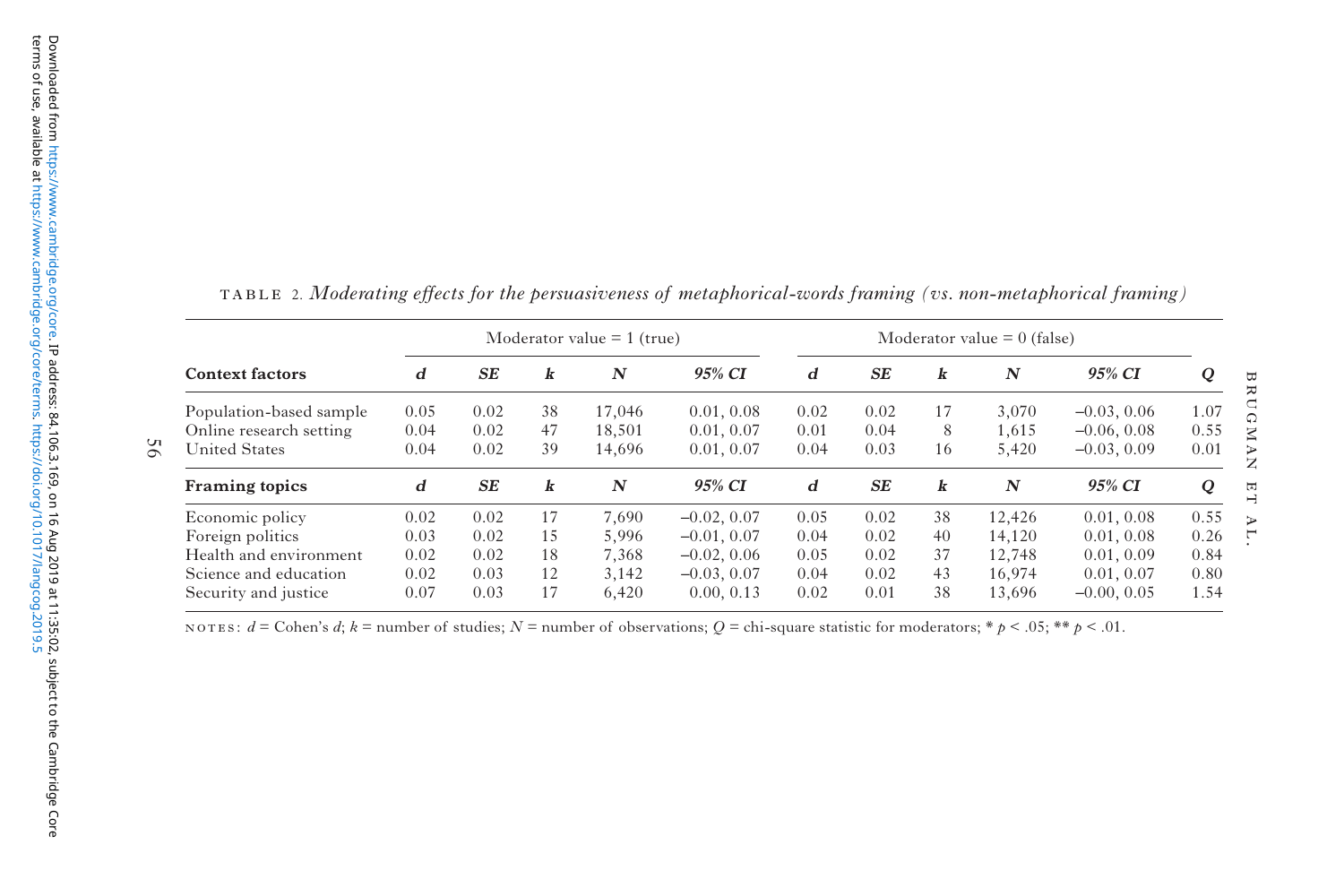TABLE 2. *Moderating effects for the persuasiveness of metaphorical-words framing (vs. non-metaphorical framing)*

| | Moderator value = 1 (true) | | | | | Moderator value = 0 (false) | | | | | |
|---|---|---|---|---|---|---|---|---|---|---|---|
| **Context factors** | ***d*** | ***SE*** | ***k*** | ***N*** | ***95% CI*** | ***d*** | ***SE*** | ***k*** | ***N*** | ***95% CI*** | ***Q*** |
| Population-based sample | 0.05 | 0.02 | 38 | 17,046 | 0.01, 0.08 | 0.02 | 0.02 | 17 | 3,070 | −0.03, 0.06 | 1.07 |
| Online research setting | 0.04 | 0.02 | 47 | 18,501 | 0.01, 0.07 | 0.01 | 0.04 | 8 | 1,615 | −0.06, 0.08 | 0.55 |
| United States | 0.04 | 0.02 | 39 | 14,696 | 0.01, 0.07 | 0.04 | 0.03 | 16 | 5,420 | −0.03, 0.09 | 0.01 |
| **Framing topics** | ***d*** | ***SE*** | ***k*** | ***N*** | ***95% CI*** | ***d*** | ***SE*** | ***k*** | ***N*** | ***95% CI*** | ***Q*** |
| Economic policy | 0.02 | 0.02 | 17 | 7,690 | −0.02, 0.07 | 0.05 | 0.02 | 38 | 12,426 | 0.01, 0.08 | 0.55 |
| Foreign politics | 0.03 | 0.02 | 15 | 5,996 | −0.01, 0.07 | 0.04 | 0.02 | 40 | 14,120 | 0.01, 0.08 | 0.26 |
| Health and environment | 0.02 | 0.02 | 18 | 7,368 | −0.02, 0.06 | 0.05 | 0.02 | 37 | 12,748 | 0.01, 0.09 | 0.84 |
| Science and education | 0.02 | 0.03 | 12 | 3,142 | −0.03, 0.07 | 0.04 | 0.02 | 43 | 16,974 | 0.01, 0.07 | 0.80 |
| Security and justice | 0.07 | 0.03 | 17 | 6,420 | 0.00, 0.13 | 0.02 | 0.01 | 38 | 13,696 | −0.00, 0.05 | 1.54 |

NOTES: $d$ = Cohen's $d$; $k$ = number of studies; $N$ = number of observations; $Q$ = chi-square statistic for moderators; * $p < .05$; ** $p < .01$.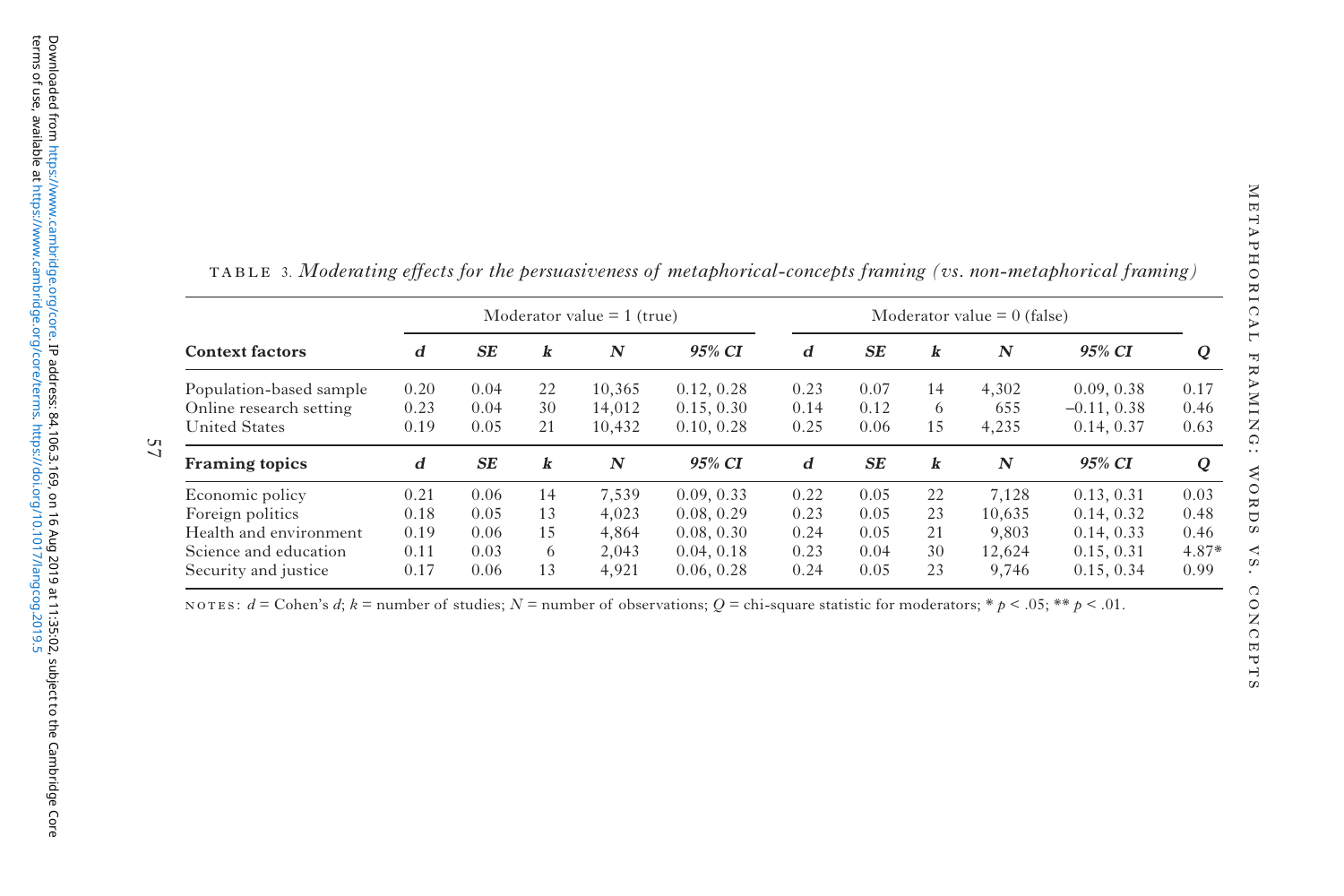TABLE 3. *Moderating effects for the persuasiveness of metaphorical-concepts framing (vs. non-metaphorical framing)*

| | Moderator value = 1 (true) | | | | | Moderator value = 0 (false) | | | | | |
|---|---|---|---|---|---|---|---|---|---|---|---|
| **Context factors** | ***d*** | ***SE*** | ***k*** | ***N*** | ***95% CI*** | ***d*** | ***SE*** | ***k*** | ***N*** | ***95% CI*** | ***Q*** |
| Population-based sample | 0.20 | 0.04 | 22 | 10,365 | 0.12, 0.28 | 0.23 | 0.07 | 14 | 4,302 | 0.09, 0.38 | 0.17 |
| Online research setting | 0.23 | 0.04 | 30 | 14,012 | 0.15, 0.30 | 0.14 | 0.12 | 6 | 655 | –0.11, 0.38 | 0.46 |
| United States | 0.19 | 0.05 | 21 | 10,432 | 0.10, 0.28 | 0.25 | 0.06 | 15 | 4,235 | 0.14, 0.37 | 0.63 |
| **Framing topics** | ***d*** | ***SE*** | ***k*** | ***N*** | ***95% CI*** | ***d*** | ***SE*** | ***k*** | ***N*** | ***95% CI*** | ***Q*** |
| Economic policy | 0.21 | 0.06 | 14 | 7,539 | 0.09, 0.33 | 0.22 | 0.05 | 22 | 7,128 | 0.13, 0.31 | 0.03 |
| Foreign politics | 0.18 | 0.05 | 13 | 4,023 | 0.08, 0.29 | 0.23 | 0.05 | 23 | 10,635 | 0.14, 0.32 | 0.48 |
| Health and environment | 0.19 | 0.06 | 15 | 4,864 | 0.08, 0.30 | 0.24 | 0.05 | 21 | 9,803 | 0.14, 0.33 | 0.46 |
| Science and education | 0.11 | 0.03 | 6 | 2,043 | 0.04, 0.18 | 0.23 | 0.04 | 30 | 12,624 | 0.15, 0.31 | 4.87* |
| Security and justice | 0.17 | 0.06 | 13 | 4,921 | 0.06, 0.28 | 0.24 | 0.05 | 23 | 9,746 | 0.15, 0.34 | 0.99 |

NOTES: $d$ = Cohen's $d$; $k$ = number of studies; $N$ = number of observations; $Q$ = chi-square statistic for moderators; * $p < .05$; ** $p < .01$.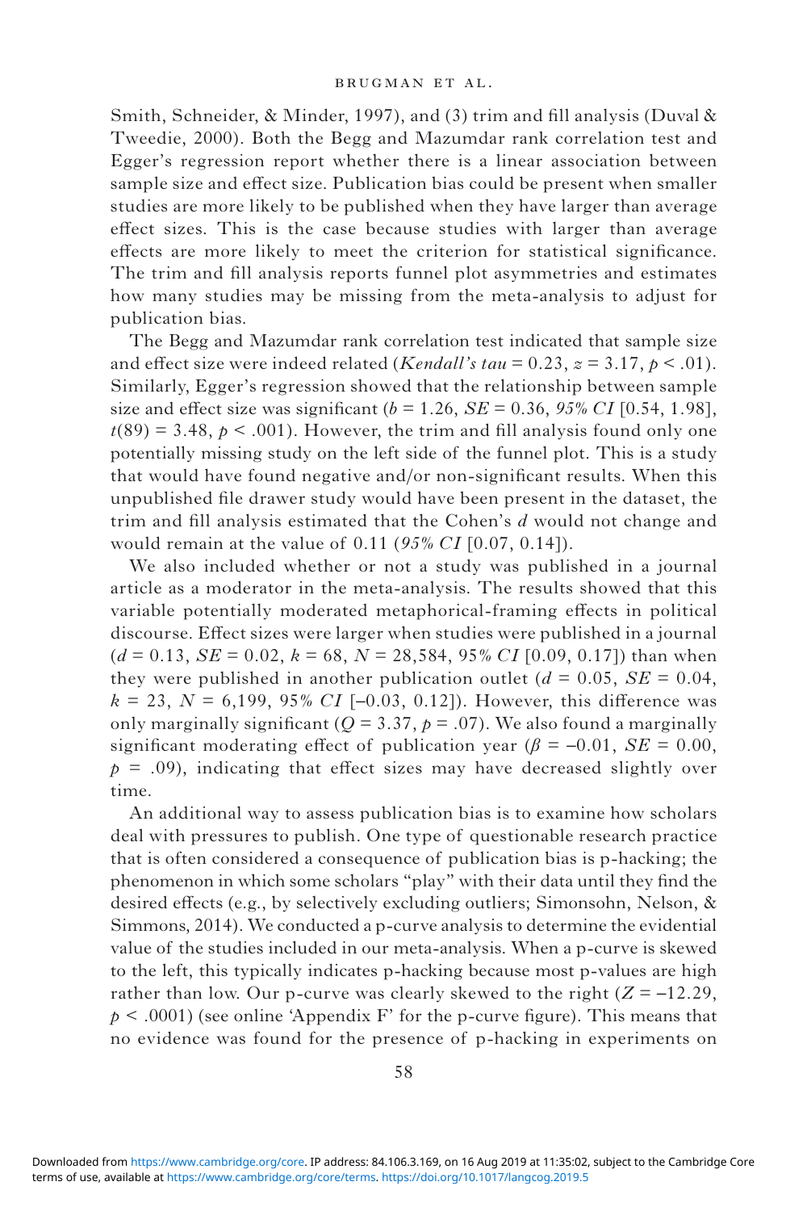Smith, Schneider, & Minder, 1997), and (3) trim and fill analysis (Duval & Tweedie, 2000). Both the Begg and Mazumdar rank correlation test and Egger's regression report whether there is a linear association between sample size and effect size. Publication bias could be present when smaller studies are more likely to be published when they have larger than average effect sizes. This is the case because studies with larger than average effects are more likely to meet the criterion for statistical significance. The trim and fill analysis reports funnel plot asymmetries and estimates how many studies may be missing from the meta-analysis to adjust for publication bias.

The Begg and Mazumdar rank correlation test indicated that sample size and effect size were indeed related (*Kendall's tau* = 0.23, $z = 3.17$, $p < .01$). Similarly, Egger's regression showed that the relationship between sample size and effect size was significant ($b = 1.26$, $SE = 0.36$, *95% CI* [0.54, 1.98], $t(89) = 3.48$, $p < .001$). However, the trim and fill analysis found only one potentially missing study on the left side of the funnel plot. This is a study that would have found negative and/or non-significant results. When this unpublished file drawer study would have been present in the dataset, the trim and fill analysis estimated that the Cohen's $d$ would not change and would remain at the value of 0.11 (*95% CI* [0.07, 0.14]).

We also included whether or not a study was published in a journal article as a moderator in the meta-analysis. The results showed that this variable potentially moderated metaphorical-framing effects in political discourse. Effect sizes were larger when studies were published in a journal ($d = 0.13$, $SE = 0.02$, $k = 68$, $N = 28{,}584$, 95% *CI* [0.09, 0.17]) than when they were published in another publication outlet ($d = 0.05$, $SE = 0.04$, $k = 23$, $N = 6{,}199$, 95% *CI* [–0.03, 0.12]). However, this difference was only marginally significant ($Q = 3.37$, $p = .07$). We also found a marginally significant moderating effect of publication year ($\beta = -0.01$, $SE = 0.00$, $p = .09$), indicating that effect sizes may have decreased slightly over time.

An additional way to assess publication bias is to examine how scholars deal with pressures to publish. One type of questionable research practice that is often considered a consequence of publication bias is p-hacking; the phenomenon in which some scholars "play" with their data until they find the desired effects (e.g., by selectively excluding outliers; Simonsohn, Nelson, & Simmons, 2014). We conducted a p-curve analysis to determine the evidential value of the studies included in our meta-analysis. When a p-curve is skewed to the left, this typically indicates p-hacking because most p-values are high rather than low. Our p-curve was clearly skewed to the right ($Z = -12.29$, $p < .0001$) (see online 'Appendix F' for the p-curve figure). This means that no evidence was found for the presence of p-hacking in experiments on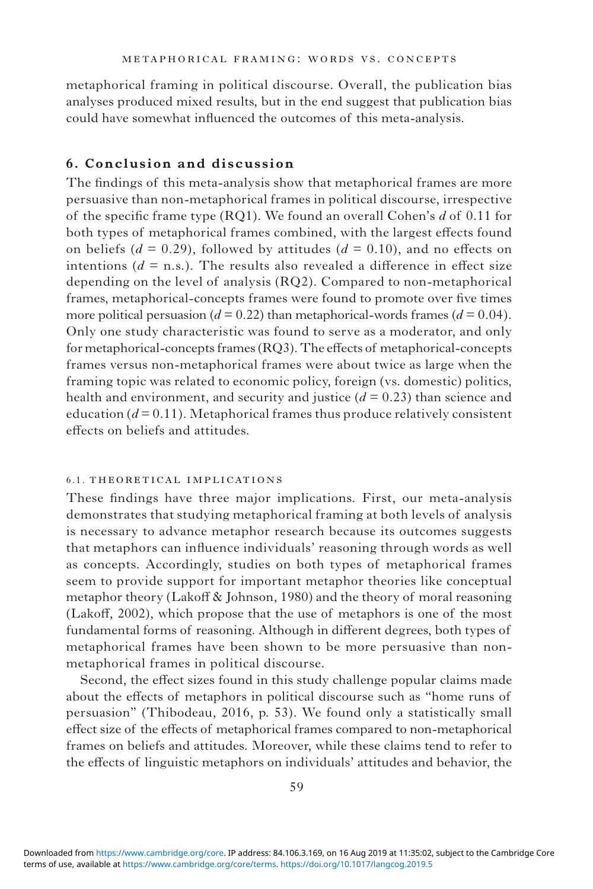metaphorical framing in political discourse. Overall, the publication bias analyses produced mixed results, but in the end suggest that publication bias could have somewhat influenced the outcomes of this meta-analysis.

## 6. Conclusion and discussion

The findings of this meta-analysis show that metaphorical frames are more persuasive than non-metaphorical frames in political discourse, irrespective of the specific frame type (RQ1). We found an overall Cohen's $d$ of 0.11 for both types of metaphorical frames combined, with the largest effects found on beliefs ($d = 0.29$), followed by attitudes ($d = 0.10$), and no effects on intentions ($d =$ n.s.). The results also revealed a difference in effect size depending on the level of analysis (RQ2). Compared to non-metaphorical frames, metaphorical-concepts frames were found to promote over five times more political persuasion ($d = 0.22$) than metaphorical-words frames ($d = 0.04$). Only one study characteristic was found to serve as a moderator, and only for metaphorical-concepts frames (RQ3). The effects of metaphorical-concepts frames versus non-metaphorical frames were about twice as large when the framing topic was related to economic policy, foreign (vs. domestic) politics, health and environment, and security and justice ($d = 0.23$) than science and education ($d = 0.11$). Metaphorical frames thus produce relatively consistent effects on beliefs and attitudes.

### 6.1. Theoretical implications

These findings have three major implications. First, our meta-analysis demonstrates that studying metaphorical framing at both levels of analysis is necessary to advance metaphor research because its outcomes suggests that metaphors can influence individuals' reasoning through words as well as concepts. Accordingly, studies on both types of metaphorical frames seem to provide support for important metaphor theories like conceptual metaphor theory (Lakoff & Johnson, 1980) and the theory of moral reasoning (Lakoff, 2002), which propose that the use of metaphors is one of the most fundamental forms of reasoning. Although in different degrees, both types of metaphorical frames have been shown to be more persuasive than non-metaphorical frames in political discourse.

Second, the effect sizes found in this study challenge popular claims made about the effects of metaphors in political discourse such as "home runs of persuasion" (Thibodeau, 2016, p. 53). We found only a statistically small effect size of the effects of metaphorical frames compared to non-metaphorical frames on beliefs and attitudes. Moreover, while these claims tend to refer to the effects of linguistic metaphors on individuals' attitudes and behavior, the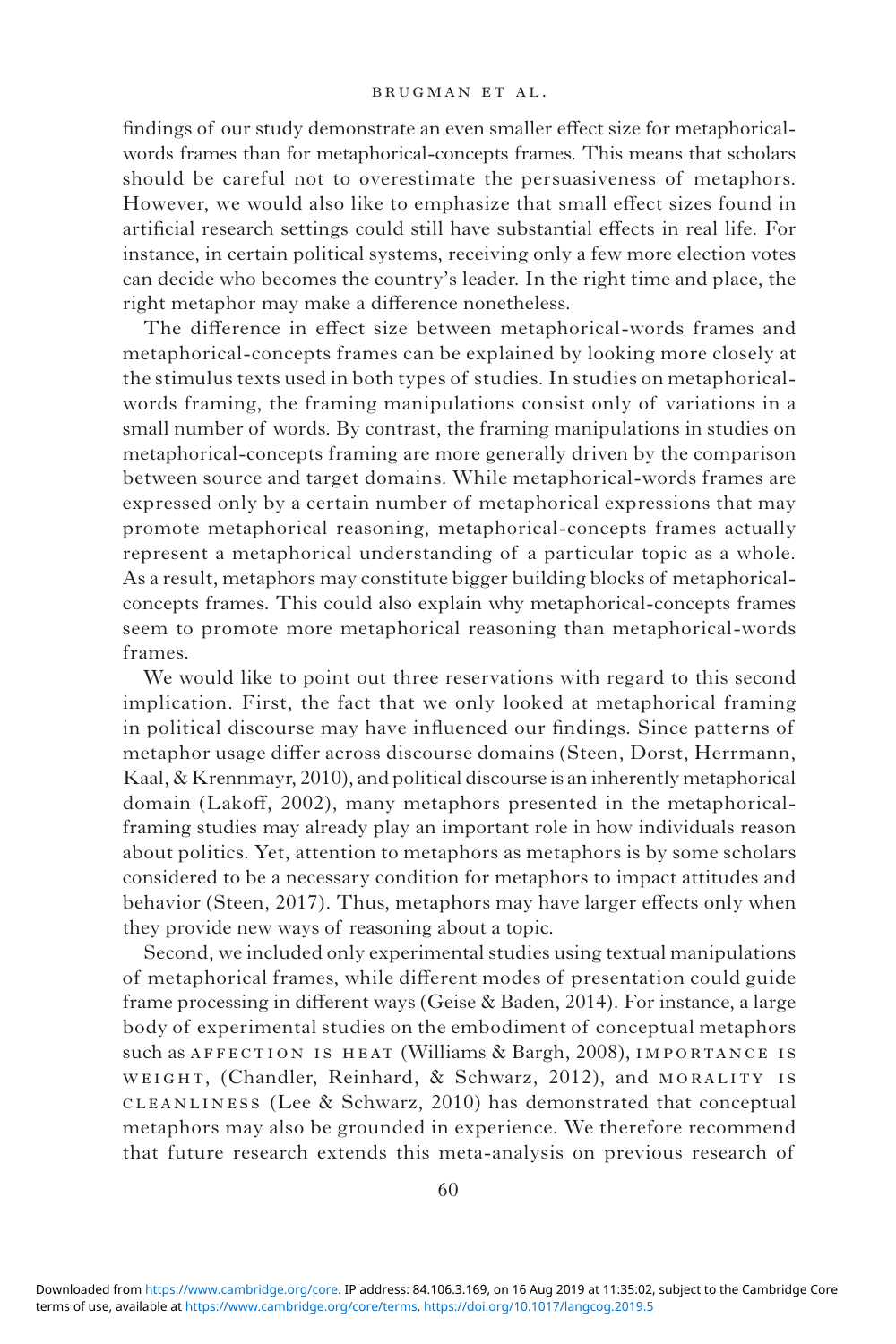findings of our study demonstrate an even smaller effect size for metaphorical-words frames than for metaphorical-concepts frames. This means that scholars should be careful not to overestimate the persuasiveness of metaphors. However, we would also like to emphasize that small effect sizes found in artificial research settings could still have substantial effects in real life. For instance, in certain political systems, receiving only a few more election votes can decide who becomes the country's leader. In the right time and place, the right metaphor may make a difference nonetheless.

The difference in effect size between metaphorical-words frames and metaphorical-concepts frames can be explained by looking more closely at the stimulus texts used in both types of studies. In studies on metaphorical-words framing, the framing manipulations consist only of variations in a small number of words. By contrast, the framing manipulations in studies on metaphorical-concepts framing are more generally driven by the comparison between source and target domains. While metaphorical-words frames are expressed only by a certain number of metaphorical expressions that may promote metaphorical reasoning, metaphorical-concepts frames actually represent a metaphorical understanding of a particular topic as a whole. As a result, metaphors may constitute bigger building blocks of metaphorical-concepts frames. This could also explain why metaphorical-concepts frames seem to promote more metaphorical reasoning than metaphorical-words frames.

We would like to point out three reservations with regard to this second implication. First, the fact that we only looked at metaphorical framing in political discourse may have influenced our findings. Since patterns of metaphor usage differ across discourse domains (Steen, Dorst, Herrmann, Kaal, & Krennmayr, 2010), and political discourse is an inherently metaphorical domain (Lakoff, 2002), many metaphors presented in the metaphorical-framing studies may already play an important role in how individuals reason about politics. Yet, attention to metaphors as metaphors is by some scholars considered to be a necessary condition for metaphors to impact attitudes and behavior (Steen, 2017). Thus, metaphors may have larger effects only when they provide new ways of reasoning about a topic.

Second, we included only experimental studies using textual manipulations of metaphorical frames, while different modes of presentation could guide frame processing in different ways (Geise & Baden, 2014). For instance, a large body of experimental studies on the embodiment of conceptual metaphors such as AFFECTION IS HEAT (Williams & Bargh, 2008), IMPORTANCE IS WEIGHT, (Chandler, Reinhard, & Schwarz, 2012), and MORALITY IS CLEANLINESS (Lee & Schwarz, 2010) has demonstrated that conceptual metaphors may also be grounded in experience. We therefore recommend that future research extends this meta-analysis on previous research of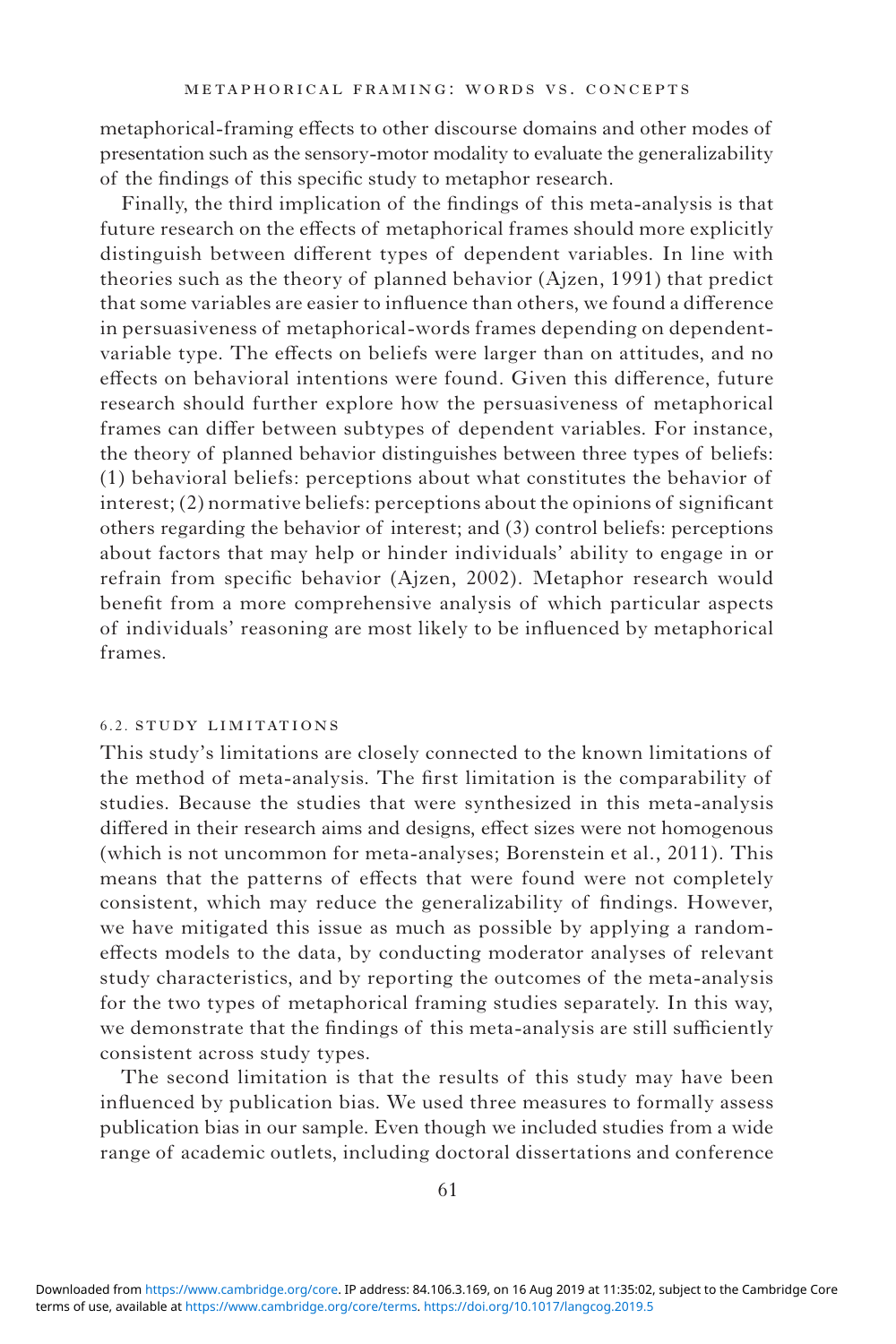metaphorical-framing effects to other discourse domains and other modes of presentation such as the sensory-motor modality to evaluate the generalizability of the findings of this specific study to metaphor research.

Finally, the third implication of the findings of this meta-analysis is that future research on the effects of metaphorical frames should more explicitly distinguish between different types of dependent variables. In line with theories such as the theory of planned behavior (Ajzen, 1991) that predict that some variables are easier to influence than others, we found a difference in persuasiveness of metaphorical-words frames depending on dependent-variable type. The effects on beliefs were larger than on attitudes, and no effects on behavioral intentions were found. Given this difference, future research should further explore how the persuasiveness of metaphorical frames can differ between subtypes of dependent variables. For instance, the theory of planned behavior distinguishes between three types of beliefs: (1) behavioral beliefs: perceptions about what constitutes the behavior of interest; (2) normative beliefs: perceptions about the opinions of significant others regarding the behavior of interest; and (3) control beliefs: perceptions about factors that may help or hinder individuals' ability to engage in or refrain from specific behavior (Ajzen, 2002). Metaphor research would benefit from a more comprehensive analysis of which particular aspects of individuals' reasoning are most likely to be influenced by metaphorical frames.

### 6.2. Study limitations

This study's limitations are closely connected to the known limitations of the method of meta-analysis. The first limitation is the comparability of studies. Because the studies that were synthesized in this meta-analysis differed in their research aims and designs, effect sizes were not homogenous (which is not uncommon for meta-analyses; Borenstein et al., 2011). This means that the patterns of effects that were found were not completely consistent, which may reduce the generalizability of findings. However, we have mitigated this issue as much as possible by applying a random-effects models to the data, by conducting moderator analyses of relevant study characteristics, and by reporting the outcomes of the meta-analysis for the two types of metaphorical framing studies separately. In this way, we demonstrate that the findings of this meta-analysis are still sufficiently consistent across study types.

The second limitation is that the results of this study may have been influenced by publication bias. We used three measures to formally assess publication bias in our sample. Even though we included studies from a wide range of academic outlets, including doctoral dissertations and conference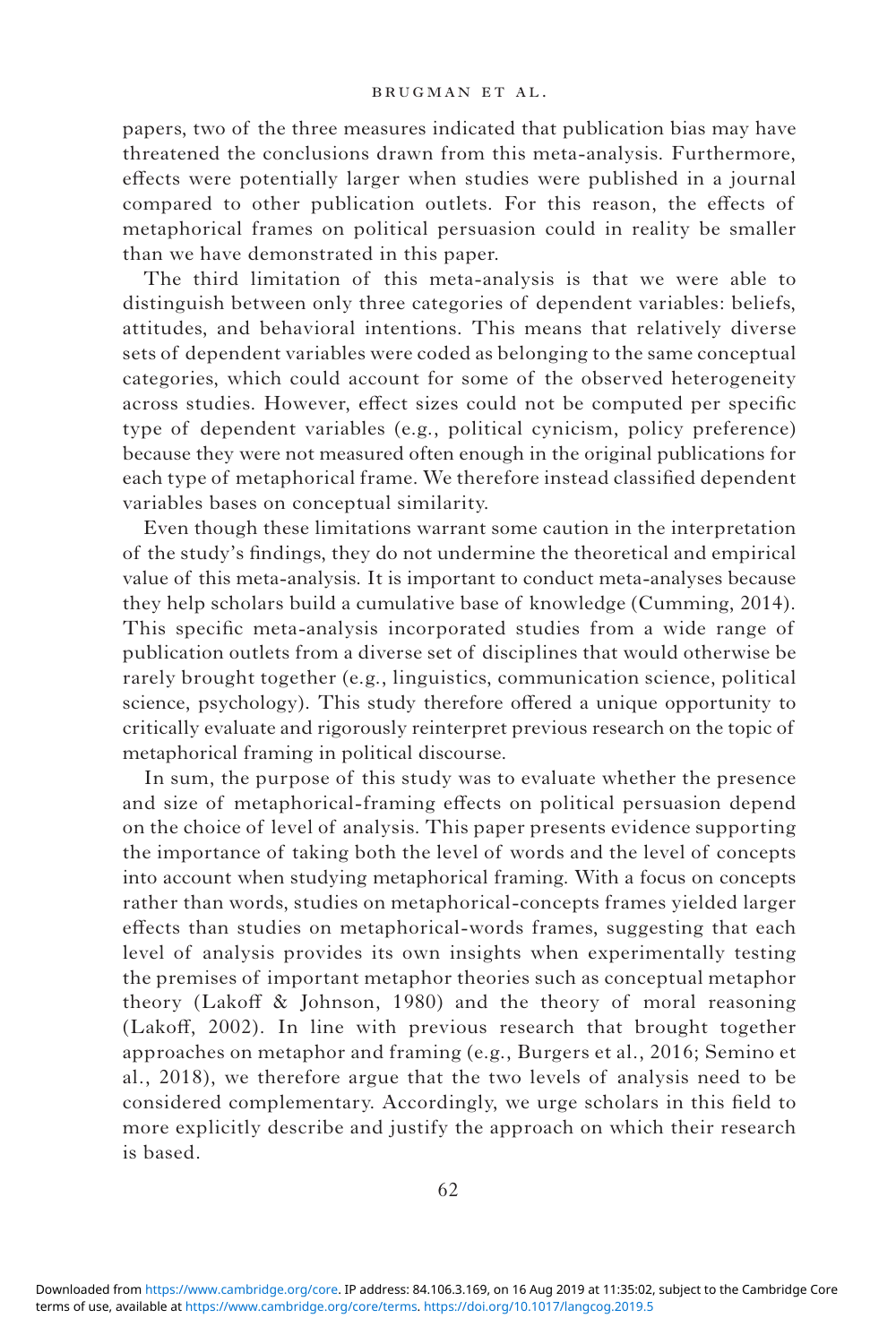papers, two of the three measures indicated that publication bias may have threatened the conclusions drawn from this meta-analysis. Furthermore, effects were potentially larger when studies were published in a journal compared to other publication outlets. For this reason, the effects of metaphorical frames on political persuasion could in reality be smaller than we have demonstrated in this paper.

The third limitation of this meta-analysis is that we were able to distinguish between only three categories of dependent variables: beliefs, attitudes, and behavioral intentions. This means that relatively diverse sets of dependent variables were coded as belonging to the same conceptual categories, which could account for some of the observed heterogeneity across studies. However, effect sizes could not be computed per specific type of dependent variables (e.g., political cynicism, policy preference) because they were not measured often enough in the original publications for each type of metaphorical frame. We therefore instead classified dependent variables bases on conceptual similarity.

Even though these limitations warrant some caution in the interpretation of the study's findings, they do not undermine the theoretical and empirical value of this meta-analysis. It is important to conduct meta-analyses because they help scholars build a cumulative base of knowledge (Cumming, 2014). This specific meta-analysis incorporated studies from a wide range of publication outlets from a diverse set of disciplines that would otherwise be rarely brought together (e.g., linguistics, communication science, political science, psychology). This study therefore offered a unique opportunity to critically evaluate and rigorously reinterpret previous research on the topic of metaphorical framing in political discourse.

In sum, the purpose of this study was to evaluate whether the presence and size of metaphorical-framing effects on political persuasion depend on the choice of level of analysis. This paper presents evidence supporting the importance of taking both the level of words and the level of concepts into account when studying metaphorical framing. With a focus on concepts rather than words, studies on metaphorical-concepts frames yielded larger effects than studies on metaphorical-words frames, suggesting that each level of analysis provides its own insights when experimentally testing the premises of important metaphor theories such as conceptual metaphor theory (Lakoff & Johnson, 1980) and the theory of moral reasoning (Lakoff, 2002). In line with previous research that brought together approaches on metaphor and framing (e.g., Burgers et al., 2016; Semino et al., 2018), we therefore argue that the two levels of analysis need to be considered complementary. Accordingly, we urge scholars in this field to more explicitly describe and justify the approach on which their research is based.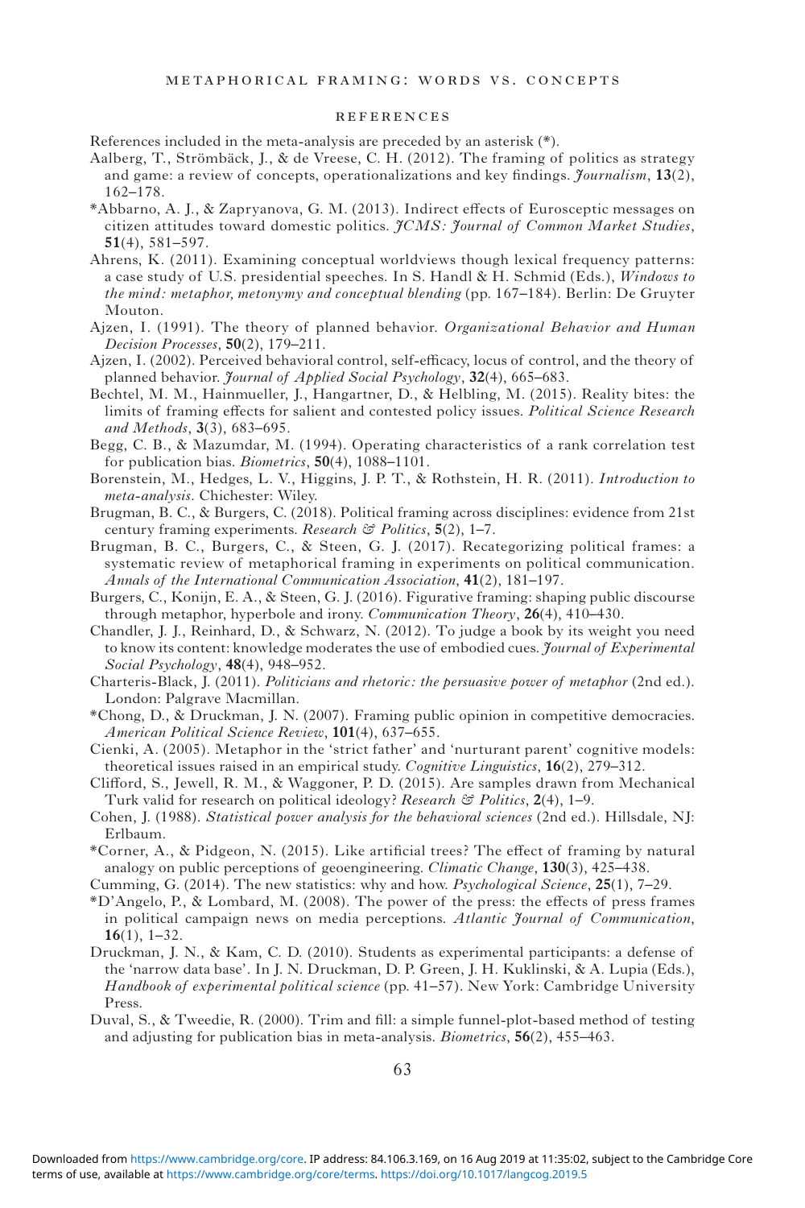## REFERENCES

References included in the meta-analysis are preceded by an asterisk (*).

Aalberg, T., Strömbäck, J., & de Vreese, C. H. (2012). The framing of politics as strategy and game: a review of concepts, operationalizations and key findings. *Journalism*, **13**(2), 162–178.

*Abbarno, A. J., & Zapryanova, G. M. (2013). Indirect effects of Eurosceptic messages on citizen attitudes toward domestic politics. *JCMS: Journal of Common Market Studies*, **51**(4), 581–597.

Ahrens, K. (2011). Examining conceptual worldviews though lexical frequency patterns: a case study of U.S. presidential speeches. In S. Handl & H. Schmid (Eds.), *Windows to the mind: metaphor, metonymy and conceptual blending* (pp. 167–184). Berlin: De Gruyter Mouton.

Ajzen, I. (1991). The theory of planned behavior. *Organizational Behavior and Human Decision Processes*, **50**(2), 179–211.

Ajzen, I. (2002). Perceived behavioral control, self-efficacy, locus of control, and the theory of planned behavior. *Journal of Applied Social Psychology*, **32**(4), 665–683.

Bechtel, M. M., Hainmueller, J., Hangartner, D., & Helbling, M. (2015). Reality bites: the limits of framing effects for salient and contested policy issues. *Political Science Research and Methods*, **3**(3), 683–695.

Begg, C. B., & Mazumdar, M. (1994). Operating characteristics of a rank correlation test for publication bias. *Biometrics*, **50**(4), 1088–1101.

Borenstein, M., Hedges, L. V., Higgins, J. P. T., & Rothstein, H. R. (2011). *Introduction to meta-analysis*. Chichester: Wiley.

Brugman, B. C., & Burgers, C. (2018). Political framing across disciplines: evidence from 21st century framing experiments. *Research & Politics*, **5**(2), 1–7.

Brugman, B. C., Burgers, C., & Steen, G. J. (2017). Recategorizing political frames: a systematic review of metaphorical framing in experiments on political communication. *Annals of the International Communication Association*, **41**(2), 181–197.

Burgers, C., Konijn, E. A., & Steen, G. J. (2016). Figurative framing: shaping public discourse through metaphor, hyperbole and irony. *Communication Theory*, **26**(4), 410–430.

Chandler, J. J., Reinhard, D., & Schwarz, N. (2012). To judge a book by its weight you need to know its content: knowledge moderates the use of embodied cues. *Journal of Experimental Social Psychology*, **48**(4), 948–952.

Charteris-Black, J. (2011). *Politicians and rhetoric: the persuasive power of metaphor* (2nd ed.). London: Palgrave Macmillan.

*Chong, D., & Druckman, J. N. (2007). Framing public opinion in competitive democracies. *American Political Science Review*, **101**(4), 637–655.

Cienki, A. (2005). Metaphor in the 'strict father' and 'nurturant parent' cognitive models: theoretical issues raised in an empirical study. *Cognitive Linguistics*, **16**(2), 279–312.

Clifford, S., Jewell, R. M., & Waggoner, P. D. (2015). Are samples drawn from Mechanical Turk valid for research on political ideology? *Research & Politics*, **2**(4), 1–9.

Cohen, J. (1988). *Statistical power analysis for the behavioral sciences* (2nd ed.). Hillsdale, NJ: Erlbaum.

*Corner, A., & Pidgeon, N. (2015). Like artificial trees? The effect of framing by natural analogy on public perceptions of geoengineering. *Climatic Change*, **130**(3), 425–438.

Cumming, G. (2014). The new statistics: why and how. *Psychological Science*, **25**(1), 7–29.

*D'Angelo, P., & Lombard, M. (2008). The power of the press: the effects of press frames in political campaign news on media perceptions. *Atlantic Journal of Communication*, **16**(1), 1–32.

Druckman, J. N., & Kam, C. D. (2010). Students as experimental participants: a defense of the 'narrow data base'. In J. N. Druckman, D. P. Green, J. H. Kuklinski, & A. Lupia (Eds.), *Handbook of experimental political science* (pp. 41–57). New York: Cambridge University Press.

Duval, S., & Tweedie, R. (2000). Trim and fill: a simple funnel-plot-based method of testing and adjusting for publication bias in meta-analysis. *Biometrics*, **56**(2), 455–463.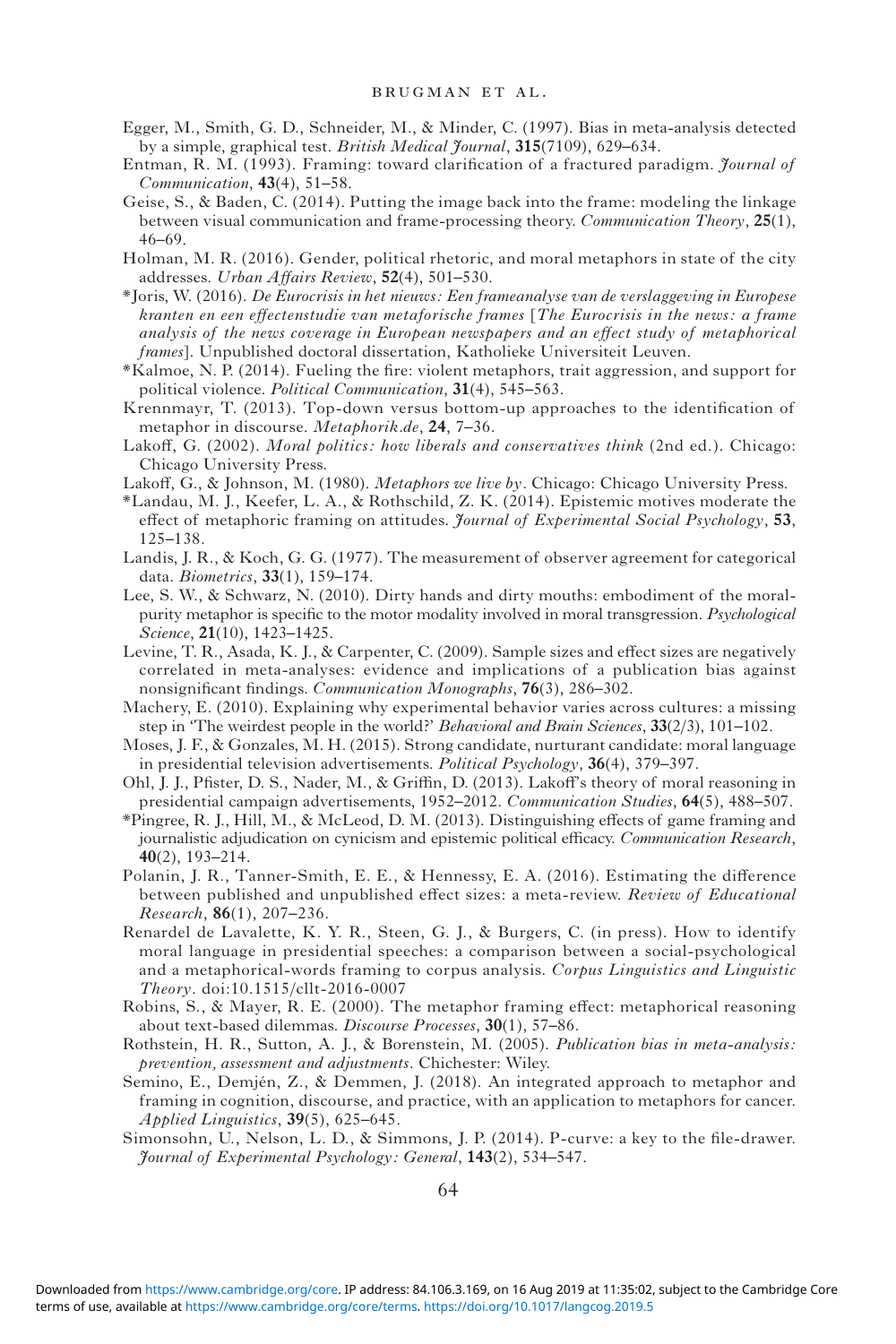Egger, M., Smith, G. D., Schneider, M., & Minder, C. (1997). Bias in meta-analysis detected by a simple, graphical test. *British Medical Journal*, **315**(7109), 629–634.

Entman, R. M. (1993). Framing: toward clarification of a fractured paradigm. *Journal of Communication*, **43**(4), 51–58.

Geise, S., & Baden, C. (2014). Putting the image back into the frame: modeling the linkage between visual communication and frame-processing theory. *Communication Theory*, **25**(1), 46–69.

Holman, M. R. (2016). Gender, political rhetoric, and moral metaphors in state of the city addresses. *Urban Affairs Review*, **52**(4), 501–530.

*Joris, W. (2016). *De Eurocrisis in het nieuws: Een frameanalyse van de verslaggeving in Europese kranten en een effectenstudie van metaforische frames* [*The Eurocrisis in the news: a frame analysis of the news coverage in European newspapers and an effect study of metaphorical frames*]. Unpublished doctoral dissertation, Katholieke Universiteit Leuven.

*Kalmoe, N. P. (2014). Fueling the fire: violent metaphors, trait aggression, and support for political violence. *Political Communication*, **31**(4), 545–563.

Krennmayr, T. (2013). Top-down versus bottom-up approaches to the identification of metaphor in discourse. *Metaphorik.de*, **24**, 7–36.

Lakoff, G. (2002). *Moral politics: how liberals and conservatives think* (2nd ed.). Chicago: Chicago University Press.

Lakoff, G., & Johnson, M. (1980). *Metaphors we live by*. Chicago: Chicago University Press.

*Landau, M. J., Keefer, L. A., & Rothschild, Z. K. (2014). Epistemic motives moderate the effect of metaphoric framing on attitudes. *Journal of Experimental Social Psychology*, **53**, 125–138.

Landis, J. R., & Koch, G. G. (1977). The measurement of observer agreement for categorical data. *Biometrics*, **33**(1), 159–174.

Lee, S. W., & Schwarz, N. (2010). Dirty hands and dirty mouths: embodiment of the moral-purity metaphor is specific to the motor modality involved in moral transgression. *Psychological Science*, **21**(10), 1423–1425.

Levine, T. R., Asada, K. J., & Carpenter, C. (2009). Sample sizes and effect sizes are negatively correlated in meta-analyses: evidence and implications of a publication bias against nonsignificant findings. *Communication Monographs*, **76**(3), 286–302.

Machery, E. (2010). Explaining why experimental behavior varies across cultures: a missing step in 'The weirdest people in the world?' *Behavioral and Brain Sciences*, **33**(2/3), 101–102.

Moses, J. F., & Gonzales, M. H. (2015). Strong candidate, nurturant candidate: moral language in presidential television advertisements. *Political Psychology*, **36**(4), 379–397.

Ohl, J. J., Pfister, D. S., Nader, M., & Griffin, D. (2013). Lakoff's theory of moral reasoning in presidential campaign advertisements, 1952–2012. *Communication Studies*, **64**(5), 488–507.

*Pingree, R. J., Hill, M., & McLeod, D. M. (2013). Distinguishing effects of game framing and journalistic adjudication on cynicism and epistemic political efficacy. *Communication Research*, **40**(2), 193–214.

Polanin, J. R., Tanner-Smith, E. E., & Hennessy, E. A. (2016). Estimating the difference between published and unpublished effect sizes: a meta-review. *Review of Educational Research*, **86**(1), 207–236.

Renardel de Lavalette, K. Y. R., Steen, G. J., & Burgers, C. (in press). How to identify moral language in presidential speeches: a comparison between a social-psychological and a metaphorical-words framing to corpus analysis. *Corpus Linguistics and Linguistic Theory*. doi:10.1515/cllt-2016-0007

Robins, S., & Mayer, R. E. (2000). The metaphor framing effect: metaphorical reasoning about text-based dilemmas. *Discourse Processes*, **30**(1), 57–86.

Rothstein, H. R., Sutton, A. J., & Borenstein, M. (2005). *Publication bias in meta-analysis: prevention, assessment and adjustments*. Chichester: Wiley.

Semino, E., Demjén, Z., & Demmen, J. (2018). An integrated approach to metaphor and framing in cognition, discourse, and practice, with an application to metaphors for cancer. *Applied Linguistics*, **39**(5), 625–645.

Simonsohn, U., Nelson, L. D., & Simmons, J. P. (2014). P-curve: a key to the file-drawer. *Journal of Experimental Psychology: General*, **143**(2), 534–547.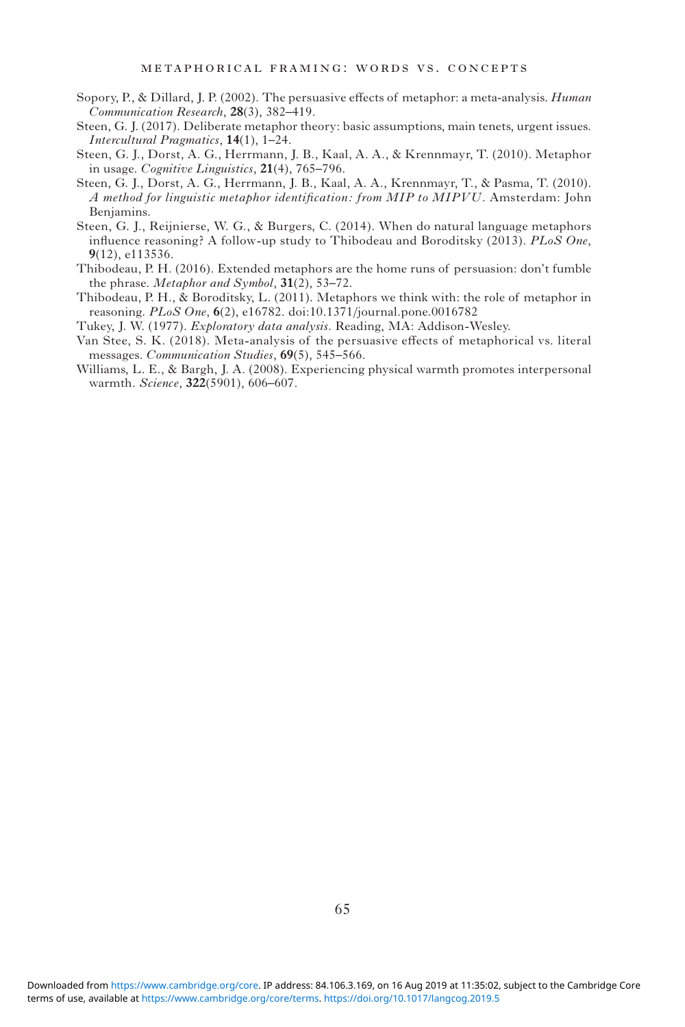Sopory, P., & Dillard, J. P. (2002). The persuasive effects of metaphor: a meta-analysis. *Human Communication Research*, **28**(3), 382–419.

Steen, G. J. (2017). Deliberate metaphor theory: basic assumptions, main tenets, urgent issues. *Intercultural Pragmatics*, **14**(1), 1–24.

Steen, G. J., Dorst, A. G., Herrmann, J. B., Kaal, A. A., & Krennmayr, T. (2010). Metaphor in usage. *Cognitive Linguistics*, **21**(4), 765–796.

Steen, G. J., Dorst, A. G., Herrmann, J. B., Kaal, A. A., Krennmayr, T., & Pasma, T. (2010). *A method for linguistic metaphor identification: from MIP to MIPVU*. Amsterdam: John Benjamins.

Steen, G. J., Reijnierse, W. G., & Burgers, C. (2014). When do natural language metaphors influence reasoning? A follow-up study to Thibodeau and Boroditsky (2013). *PLoS One*, **9**(12), e113536.

Thibodeau, P. H. (2016). Extended metaphors are the home runs of persuasion: don't fumble the phrase. *Metaphor and Symbol*, **31**(2), 53–72.

Thibodeau, P. H., & Boroditsky, L. (2011). Metaphors we think with: the role of metaphor in reasoning. *PLoS One*, **6**(2), e16782. doi:10.1371/journal.pone.0016782

Tukey, J. W. (1977). *Exploratory data analysis*. Reading, MA: Addison-Wesley.

Van Stee, S. K. (2018). Meta-analysis of the persuasive effects of metaphorical vs. literal messages. *Communication Studies*, **69**(5), 545–566.

Williams, L. E., & Bargh, J. A. (2008). Experiencing physical warmth promotes interpersonal warmth. *Science*, **322**(5901), 606–607.